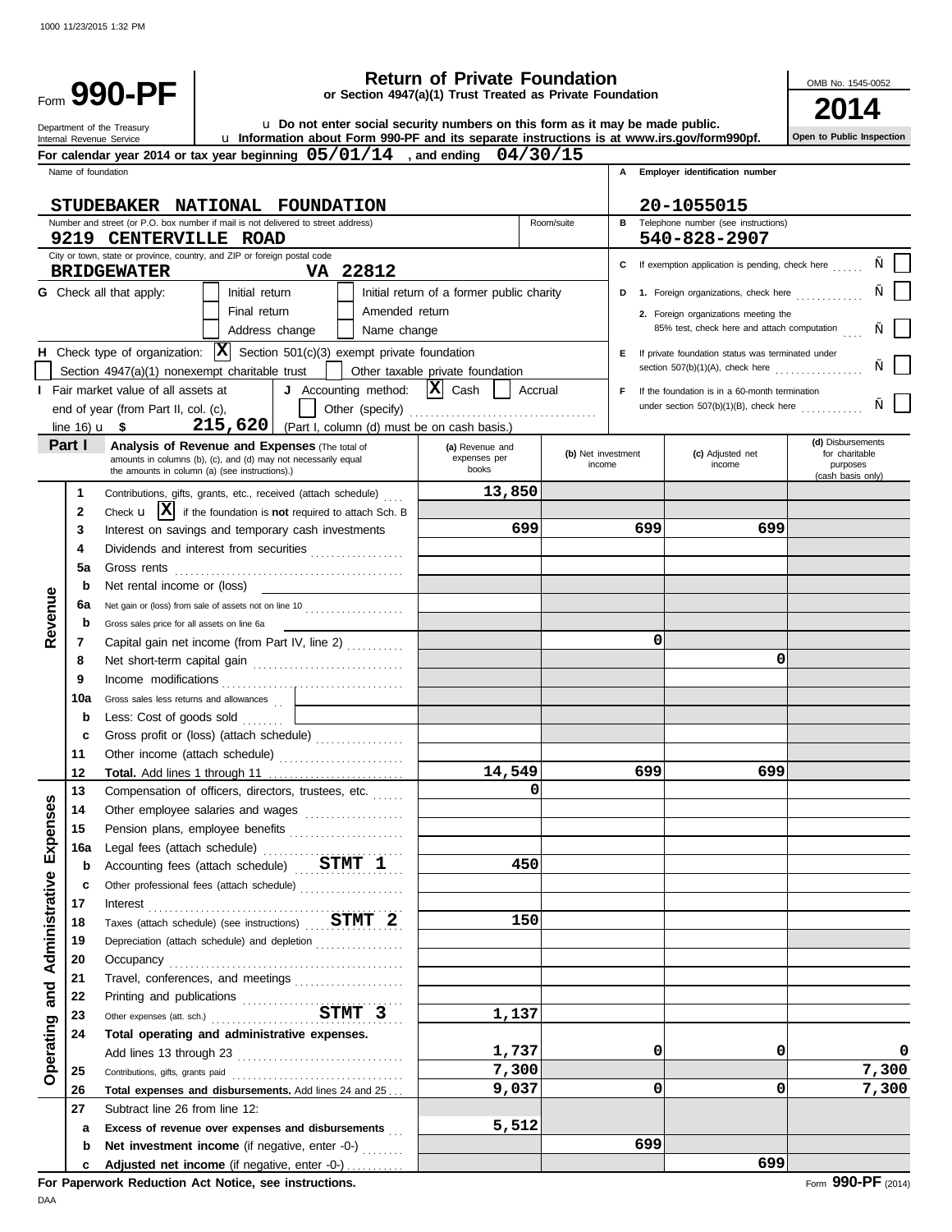1000 11/23/2015 1:32 PM

# Form 990-PF

**Return of Private Foundation**
**or Section 4947(a)(1) Trust Treated as Private Foundation**

Department of the Treasury
Internal Revenue Service

u **Do not enter social security numbers on this form as it may be made public.**
u **Information about Form 990-PF and its separate instructions is at www.irs.gov/form990pf.**

OMB No. 1545-0052

**2014**

**Open to Public Inspection**

**For calendar year 2014 or tax year beginning 05/01/14 , and ending 04/30/15**

Name of foundation: **STUDEBAKER NATIONAL FOUNDATION**

**A** Employer identification number: **20-1055015**

Number and street (or P.O. box number if mail is not delivered to street address): **9219 CENTERVILLE ROAD** Room/suite

**B** Telephone number (see instructions): **540-828-2907**

City or town, state or province, country, and ZIP or foreign postal code: **BRIDGEWATER VA 22812**

**C** If exemption application is pending, check here ☐

**G** Check all that apply: ☐ Initial return ☐ Initial return of a former public charity ☐ Final return ☐ Amended return ☐ Address change ☐ Name change

**D** 1. Foreign organizations, check here ☐
2. Foreign organizations meeting the 85% test, check here and attach computation ☐

**H** Check type of organization: ☒ Section 501(c)(3) exempt private foundation ☐ Section 4947(a)(1) nonexempt charitable trust ☐ Other taxable private foundation

**E** If private foundation status was terminated under section 507(b)(1)(A), check here ☐

**I** Fair market value of all assets at end of year (from Part II, col. (c), line 16) u $ **215,620**

**J** Accounting method: ☒ Cash ☐ Accrual ☐ Other (specify)
(Part I, column (d) must be on cash basis.)

**F** If the foundation is in a 60-month termination under section 507(b)(1)(B), check here ☐

## Part I Analysis of Revenue and Expenses
(The total of amounts in columns (b), (c), and (d) may not necessarily equal the amounts in column (a) (see instructions).)

| | | (a) Revenue and expenses per books | (b) Net investment income | (c) Adjusted net income | (d) Disbursements for charitable purposes (cash basis only) |
|---|---|---|---|---|---|
| **Revenue** 1 | Contributions, gifts, grants, etc., received (attach schedule) | 13,850 | | | |
| 2 | Check u ☒ if the foundation is **not** required to attach Sch. B | | | | |
| 3 | Interest on savings and temporary cash investments | 699 | 699 | 699 | |
| 4 | Dividends and interest from securities | | | | |
| 5a | Gross rents | | | | |
| b | Net rental income or (loss) | | | | |
| 6a | Net gain or (loss) from sale of assets not on line 10 | | | | |
| b | Gross sales price for all assets on line 6a | | | | |
| 7 | Capital gain net income (from Part IV, line 2) | | 0 | | |
| 8 | Net short-term capital gain | | | 0 | |
| 9 | Income modifications | | | | |
| 10a | Gross sales less returns and allowances | | | | |
| b | Less: Cost of goods sold | | | | |
| c | Gross profit or (loss) (attach schedule) | | | | |
| 11 | Other income (attach schedule) | | | | |
| 12 | **Total.** Add lines 1 through 11 | 14,549 | 699 | 699 | |
| **Operating and Administrative Expenses** 13 | Compensation of officers, directors, trustees, etc. | 0 | | | |
| 14 | Other employee salaries and wages | | | | |
| 15 | Pension plans, employee benefits | | | | |
| 16a | Legal fees (attach schedule) | | | | |
| b | Accounting fees (attach schedule) STMT 1 | 450 | | | |
| c | Other professional fees (attach schedule) | | | | |
| 17 | Interest | | | | |
| 18 | Taxes (attach schedule) (see instructions) STMT 2 | 150 | | | |
| 19 | Depreciation (attach schedule) and depletion | | | | |
| 20 | Occupancy | | | | |
| 21 | Travel, conferences, and meetings | | | | |
| 22 | Printing and publications | | | | |
| 23 | Other expenses (att. sch.) STMT 3 | 1,137 | | | |
| 24 | **Total operating and administrative expenses.** Add lines 13 through 23 | 1,737 | 0 | 0 | 0 |
| 25 | Contributions, gifts, grants paid | 7,300 | | | 7,300 |
| 26 | **Total expenses and disbursements.** Add lines 24 and 25 | 9,037 | 0 | 0 | 7,300 |
| 27 | Subtract line 26 from line 12: | | | | |
| a | **Excess of revenue over expenses and disbursements** | 5,512 | | | |
| b | **Net investment income** (if negative, enter -0-) | | 699 | | |
| c | **Adjusted net income** (if negative, enter -0-) | | | 699 | |

**For Paperwork Reduction Act Notice, see instructions.**

DAA

Form **990-PF** (2014)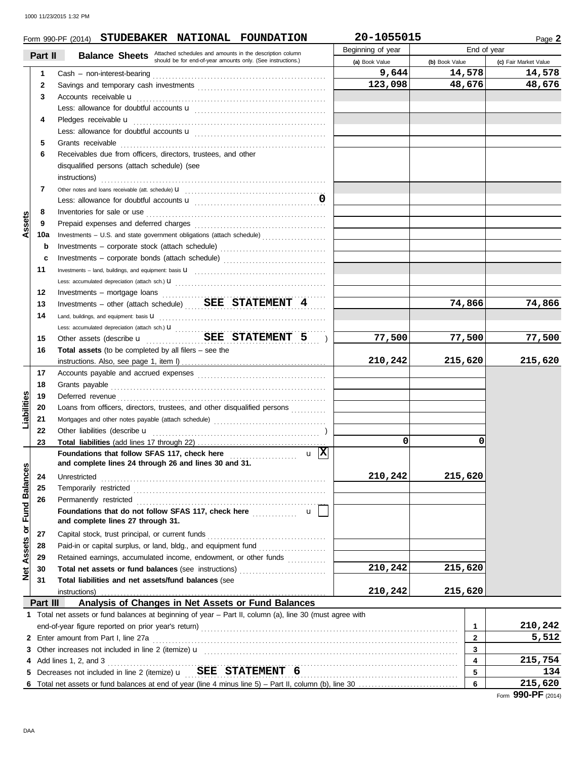Form 990-PF (2014) **STUDEBAKER NATIONAL FOUNDATION** **20-1055015** Page **2**

## Part II Balance Sheets

Attached schedules and amounts in the description column should be for end-of-year amounts only. (See instructions.)

| | | | Beginning of year (a) Book Value | End of year (b) Book Value | End of year (c) Fair Market Value |
|---|---|---|---|---|---|
| **Assets** | 1 | Cash – non-interest-bearing | 9,644 | 14,578 | 14,578 |
| | 2 | Savings and temporary cash investments | 123,098 | 48,676 | 48,676 |
| | 3 | Accounts receivable u | | | |
| | | Less: allowance for doubtful accounts u | | | |
| | 4 | Pledges receivable u | | | |
| | | Less: allowance for doubtful accounts u | | | |
| | 5 | Grants receivable | | | |
| | 6 | Receivables due from officers, directors, trustees, and other disqualified persons (attach schedule) (see instructions) | | | |
| | 7 | Other notes and loans receivable (att. schedule) u | | | |
| | | Less: allowance for doubtful accounts u 0 | | | |
| | 8 | Inventories for sale or use | | | |
| | 9 | Prepaid expenses and deferred charges | | | |
| | 10a | Investments – U.S. and state government obligations (attach schedule) | | | |
| | b | Investments – corporate stock (attach schedule) | | | |
| | c | Investments – corporate bonds (attach schedule) | | | |
| | 11 | Investments – land, buildings, and equipment: basis u | | | |
| | | Less: accumulated depreciation (attach sch.) u | | | |
| | 12 | Investments – mortgage loans | | | |
| | 13 | Investments – other (attach schedule) **SEE STATEMENT 4** | | 74,866 | 74,866 |
| | 14 | Land, buildings, and equipment: basis u | | | |
| | | Less: accumulated depreciation (attach sch.) u | | | |
| | 15 | Other assets (describe u **SEE STATEMENT 5** ) | 77,500 | 77,500 | 77,500 |
| | 16 | **Total assets** (to be completed by all filers – see the instructions. Also, see page 1, item I) | 210,242 | 215,620 | 215,620 |
| **Liabilities** | 17 | Accounts payable and accrued expenses | | | |
| | 18 | Grants payable | | | |
| | 19 | Deferred revenue | | | |
| | 20 | Loans from officers, directors, trustees, and other disqualified persons | | | |
| | 21 | Mortgages and other notes payable (attach schedule) | | | |
| | 22 | Other liabilities (describe u ) | | | |
| | 23 | **Total liabilities** (add lines 17 through 22) | 0 | 0 | |
| **Net Assets or Fund Balances** | | **Foundations that follow SFAS 117, check here** u [X] **and complete lines 24 through 26 and lines 30 and 31.** | | | |
| | 24 | Unrestricted | 210,242 | 215,620 | |
| | 25 | Temporarily restricted | | | |
| | 26 | Permanently restricted | | | |
| | | **Foundations that do not follow SFAS 117, check here** u [ ] **and complete lines 27 through 31.** | | | |
| | 27 | Capital stock, trust principal, or current funds | | | |
| | 28 | Paid-in or capital surplus, or land, bldg., and equipment fund | | | |
| | 29 | Retained earnings, accumulated income, endowment, or other funds | | | |
| | 30 | **Total net assets or fund balances** (see instructions) | 210,242 | 215,620 | |
| | 31 | **Total liabilities and net assets/fund balances** (see instructions) | 210,242 | 215,620 | |

## Part III Analysis of Changes in Net Assets or Fund Balances

| | | | |
|---|---|---|---|
| 1 | Total net assets or fund balances at beginning of year – Part II, column (a), line 30 (must agree with end-of-year figure reported on prior year's return) | 1 | 210,242 |
| 2 | Enter amount from Part I, line 27a | 2 | 5,512 |
| 3 | Other increases not included in line 2 (itemize) u | 3 | |
| 4 | Add lines 1, 2, and 3 | 4 | 215,754 |
| 5 | Decreases not included in line 2 (itemize) u **SEE STATEMENT 6** | 5 | 134 |
| 6 | Total net assets or fund balances at end of year (line 4 minus line 5) – Part II, column (b), line 30 | 6 | 215,620 |

Form **990-PF** (2014)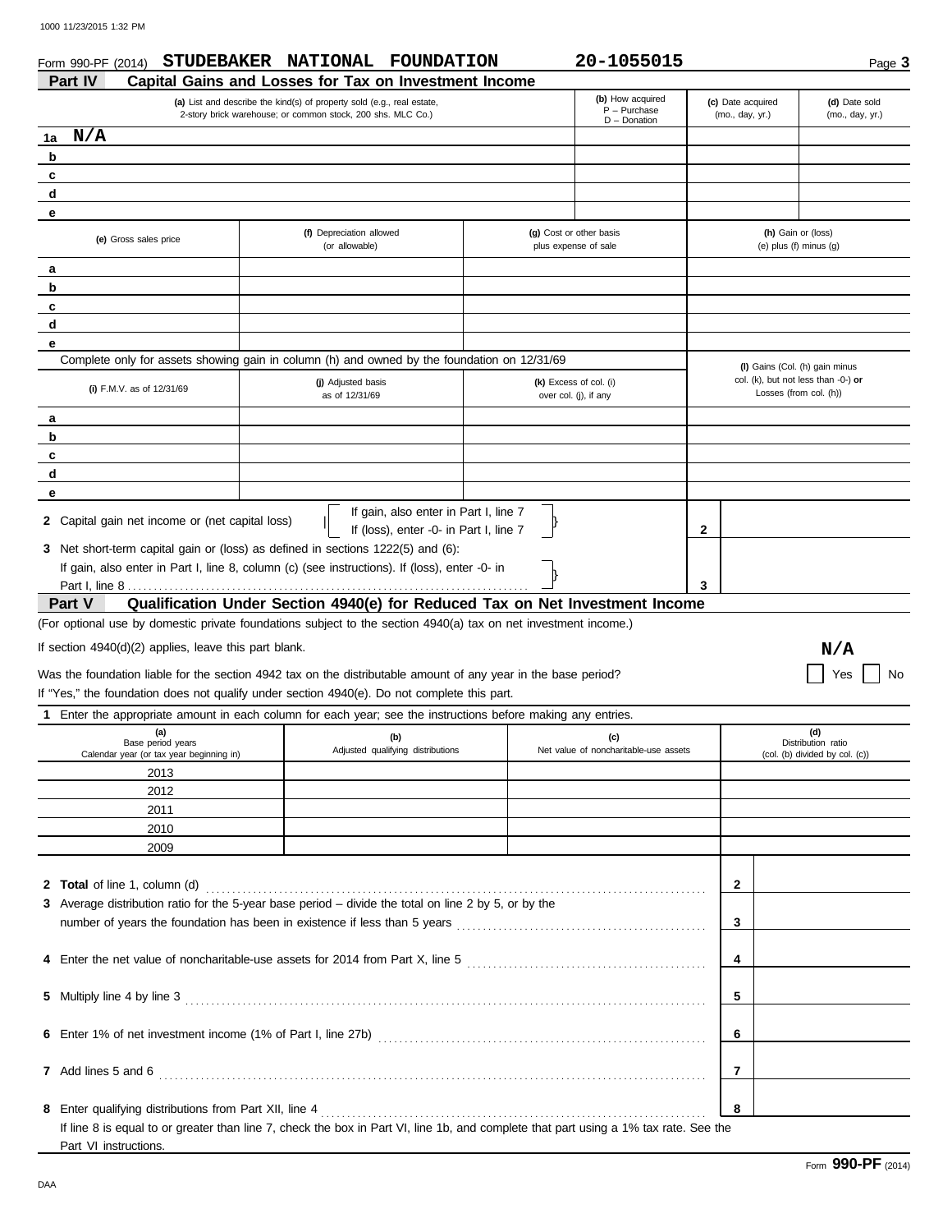Form 990-PF (2014) **STUDEBAKER NATIONAL FOUNDATION** **20-1055015** Page **3**

## Part IV Capital Gains and Losses for Tax on Investment Income

| | (a) List and describe the kind(s) of property sold (e.g., real estate, 2-story brick warehouse; or common stock, 200 shs. MLC Co.) | (b) How acquired P – Purchase D – Donation | (c) Date acquired (mo., day, yr.) | (d) Date sold (mo., day, yr.) |
|---|---|---|---|---|
| 1a | N/A | | | |
| b | | | | |
| c | | | | |
| d | | | | |
| e | | | | |

| | (e) Gross sales price | (f) Depreciation allowed (or allowable) | (g) Cost or other basis plus expense of sale | (h) Gain or (loss) (e) plus (f) minus (g) |
|---|---|---|---|---|
| a | | | | |
| b | | | | |
| c | | | | |
| d | | | | |
| e | | | | |

Complete only for assets showing gain in column (h) and owned by the foundation on 12/31/69

| | (i) F.M.V. as of 12/31/69 | (j) Adjusted basis as of 12/31/69 | (k) Excess of col. (i) over col. (j), if any | (l) Gains (Col. (h) gain minus col. (k), but not less than -0-) **or** Losses (from col. (h)) |
|---|---|---|---|---|
| a | | | | |
| b | | | | |
| c | | | | |
| d | | | | |
| e | | | | |

**2** Capital gain net income or (net capital loss) — If gain, also enter in Part I, line 7; If (loss), enter -0- in Part I, line 7 ..... **2**

**3** Net short-term capital gain or (loss) as defined in sections 1222(5) and (6):
If gain, also enter in Part I, line 8, column (c) (see instructions). If (loss), enter -0- in Part I, line 8 ..... **3**

## Part V Qualification Under Section 4940(e) for Reduced Tax on Net Investment Income

(For optional use by domestic private foundations subject to the section 4940(a) tax on net investment income.)

If section 4940(d)(2) applies, leave this part blank. **N/A**

Was the foundation liable for the section 4942 tax on the distributable amount of any year in the base period? ☐ Yes ☐ No

If "Yes," the foundation does not qualify under section 4940(e). Do not complete this part.

**1** Enter the appropriate amount in each column for each year; see the instructions before making any entries.

| (a) Base period years Calendar year (or tax year beginning in) | (b) Adjusted qualifying distributions | (c) Net value of noncharitable-use assets | (d) Distribution ratio (col. (b) divided by col. (c)) |
|---|---|---|---|
| 2013 | | | |
| 2012 | | | |
| 2011 | | | |
| 2010 | | | |
| 2009 | | | |

**2 Total** of line 1, column (d) ..... **2**

**3** Average distribution ratio for the 5-year base period – divide the total on line 2 by 5, or by the number of years the foundation has been in existence if less than 5 years ..... **3**

**4** Enter the net value of noncharitable-use assets for 2014 from Part X, line 5 ..... **4**

**5** Multiply line 4 by line 3 ..... **5**

**6** Enter 1% of net investment income (1% of Part I, line 27b) ..... **6**

**7** Add lines 5 and 6 ..... **7**

**8** Enter qualifying distributions from Part XII, line 4 ..... **8**

If line 8 is equal to or greater than line 7, check the box in Part VI, line 1b, and complete that part using a 1% tax rate. See the Part VI instructions.

Form **990-PF** (2014)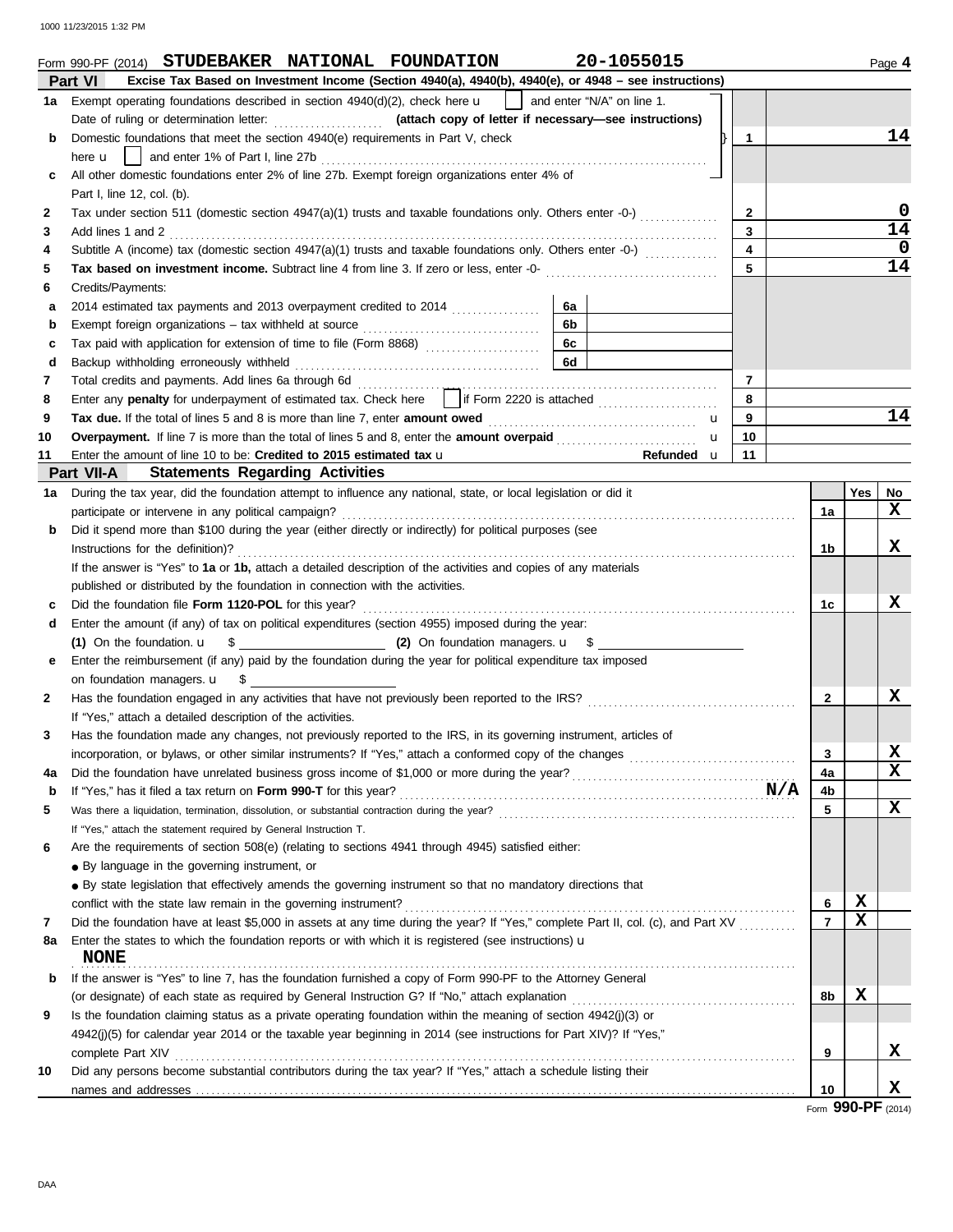Form 990-PF (2014) **STUDEBAKER NATIONAL FOUNDATION** 20-1055015

## Part VI — Excise Tax Based on Investment Income (Section 4940(a), 4940(b), 4940(e), or 4948 – see instructions)

| | | | | |
|---|---|---|---|---|
| **1a** | Exempt operating foundations described in section 4940(d)(2), check here ☐ and enter "N/A" on line 1. Date of ruling or determination letter: ........ **(attach copy of letter if necessary—see instructions)** | | | |
| **b** | Domestic foundations that meet the section 4940(e) requirements in Part V, check here ☐ and enter 1% of Part I, line 27b | | 1 | 14 |
| **c** | All other domestic foundations enter 2% of line 27b. Exempt foreign organizations enter 4% of Part I, line 12, col. (b). | | | |
| **2** | Tax under section 511 (domestic section 4947(a)(1) trusts and taxable foundations only. Others enter -0-) | | 2 | 0 |
| **3** | Add lines 1 and 2 | | 3 | 14 |
| **4** | Subtitle A (income) tax (domestic section 4947(a)(1) trusts and taxable foundations only. Others enter -0-) | | 4 | 0 |
| **5** | **Tax based on investment income.** Subtract line 4 from line 3. If zero or less, enter -0- | | 5 | 14 |
| **6** | Credits/Payments: | | | |
| **a** | 2014 estimated tax payments and 2013 overpayment credited to 2014 | 6a | | |
| **b** | Exempt foreign organizations – tax withheld at source | 6b | | |
| **c** | Tax paid with application for extension of time to file (Form 8868) | 6c | | |
| **d** | Backup withholding erroneously withheld | 6d | | |
| **7** | Total credits and payments. Add lines 6a through 6d | | 7 | |
| **8** | Enter any **penalty** for underpayment of estimated tax. Check here ☐ if Form 2220 is attached | | 8 | |
| **9** | **Tax due.** If the total of lines 5 and 8 is more than line 7, enter **amount owed** | | 9 | 14 |
| **10** | **Overpayment.** If line 7 is more than the total of lines 5 and 8, enter the **amount overpaid** | | 10 | |
| **11** | Enter the amount of line 10 to be: **Credited to 2015 estimated tax** — **Refunded** | | 11 | |

## Part VII-A — Statements Regarding Activities

| | | | Yes | No |
|---|---|---|---|---|
| **1a** | During the tax year, did the foundation attempt to influence any national, state, or local legislation or did it participate or intervene in any political campaign? | 1a | | X |
| **b** | Did it spend more than $100 during the year (either directly or indirectly) for political purposes (see Instructions for the definition)? | 1b | | X |
| | If the answer is "Yes" to **1a** or **1b,** attach a detailed description of the activities and copies of any materials published or distributed by the foundation in connection with the activities. | | | |
| **c** | Did the foundation file **Form 1120-POL** for this year? | 1c | | X |
| **d** | Enter the amount (if any) of tax on political expenditures (section 4955) imposed during the year: **(1)** On the foundation. $ ______ **(2)** On foundation managers. $ ______ | | | |
| **e** | Enter the reimbursement (if any) paid by the foundation during the year for political expenditure tax imposed on foundation managers. $ ______ | | | |
| **2** | Has the foundation engaged in any activities that have not previously been reported to the IRS? If "Yes," attach a detailed description of the activities. | 2 | | X |
| **3** | Has the foundation made any changes, not previously reported to the IRS, in its governing instrument, articles of incorporation, or bylaws, or other similar instruments? If "Yes," attach a conformed copy of the changes | 3 | | X |
| **4a** | Did the foundation have unrelated business gross income of $1,000 or more during the year? | 4a | | X |
| **b** | If "Yes," has it filed a tax return on **Form 990-T** for this year? **N/A** | 4b | | |
| **5** | Was there a liquidation, termination, dissolution, or substantial contraction during the year? If "Yes," attach the statement required by General Instruction T. | 5 | | X |
| **6** | Are the requirements of section 508(e) (relating to sections 4941 through 4945) satisfied either: ● By language in the governing instrument, or ● By state legislation that effectively amends the governing instrument so that no mandatory directions that conflict with the state law remain in the governing instrument? | 6 | X | |
| **7** | Did the foundation have at least $5,000 in assets at any time during the year? If "Yes," complete Part II, col. (c), and Part XV | 7 | X | |
| **8a** | Enter the states to which the foundation reports or with which it is registered (see instructions) **NONE** | | | |
| **b** | If the answer is "Yes" to line 7, has the foundation furnished a copy of Form 990-PF to the Attorney General (or designate) of each state as required by General Instruction G? If "No," attach explanation | 8b | X | |
| **9** | Is the foundation claiming status as a private operating foundation within the meaning of section 4942(j)(3) or 4942(j)(5) for calendar year 2014 or the taxable year beginning in 2014 (see instructions for Part XIV)? If "Yes," complete Part XIV | 9 | | X |
| **10** | Did any persons become substantial contributors during the tax year? If "Yes," attach a schedule listing their names and addresses | 10 | | X |

Form **990-PF** (2014)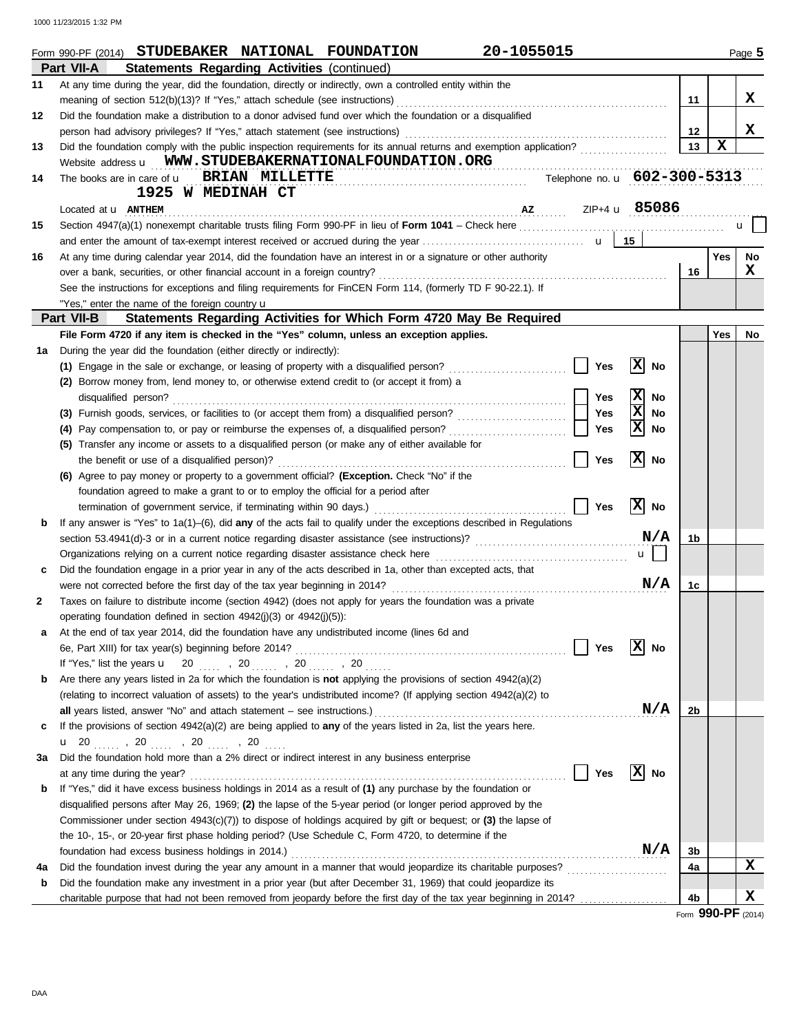Form 990-PF (2014) **STUDEBAKER NATIONAL FOUNDATION** **20-1055015** Page **5**

## Part VII-A Statements Regarding Activities (continued)

| | | | Yes | No |
|---|---|---|---|---|
| 11 | At any time during the year, did the foundation, directly or indirectly, own a controlled entity within the meaning of section 512(b)(13)? If "Yes," attach schedule (see instructions) | 11 | | X |
| 12 | Did the foundation make a distribution to a donor advised fund over which the foundation or a disqualified person had advisory privileges? If "Yes," attach statement (see instructions) | 12 | | X |
| 13 | Did the foundation comply with the public inspection requirements for its annual returns and exemption application? | 13 | X | |

Website address u **WWW.STUDEBAKERNATIONALFOUNDATION.ORG**

**14** The books are in care of u **BRIAN MILLETTE** Telephone no. u **602-300-5313**
**1925 W MEDINAH CT**
Located at u **ANTHEM** **AZ** ZIP+4 u **85086**

**15** Section 4947(a)(1) nonexempt charitable trusts filing Form 990-PF in lieu of **Form 1041** – Check here u ☐
and enter the amount of tax-exempt interest received or accrued during the year u | 15 |

| | | | Yes | No |
|---|---|---|---|---|
| 16 | At any time during calendar year 2014, did the foundation have an interest in or a signature or other authority over a bank, securities, or other financial account in a foreign country? | 16 | | X |

See the instructions for exceptions and filing requirements for FinCEN Form 114, (formerly TD F 90-22.1). If "Yes," enter the name of the foreign country u

## Part VII-B Statements Regarding Activities for Which Form 4720 May Be Required

**File Form 4720 if any item is checked in the "Yes" column, unless an exception applies.**

| | | | | Yes | No |
|---|---|---|---|---|---|
| 1a | During the year did the foundation (either directly or indirectly): | | | | |
| | **(1)** Engage in the sale or exchange, or leasing of property with a disqualified person? | ☐ Yes ☒ No | | | |
| | **(2)** Borrow money from, lend money to, or otherwise extend credit to (or accept it from) a disqualified person? | ☐ Yes ☒ No | | | |
| | **(3)** Furnish goods, services, or facilities to (or accept them from) a disqualified person? | ☐ Yes ☒ No | | | |
| | **(4)** Pay compensation to, or pay or reimburse the expenses of, a disqualified person? | ☐ Yes ☒ No | | | |
| | **(5)** Transfer any income or assets to a disqualified person (or make any of either available for the benefit or use of a disqualified person)? | ☐ Yes ☒ No | | | |
| | **(6)** Agree to pay money or property to a government official? **(Exception.** Check "No" if the foundation agreed to make a grant to or to employ the official for a period after termination of government service, if terminating within 90 days.) | ☐ Yes ☒ No | | | |
| b | If any answer is "Yes" to 1a(1)–(6), did **any** of the acts fail to qualify under the exceptions described in Regulations section 53.4941(d)-3 or in a current notice regarding disaster assistance (see instructions)? | N/A | 1b | | |
| | Organizations relying on a current notice regarding disaster assistance check here | u ☐ | | | |
| c | Did the foundation engage in a prior year in any of the acts described in 1a, other than excepted acts, that were not corrected before the first day of the tax year beginning in 2014? | N/A | 1c | | |
| 2 | Taxes on failure to distribute income (section 4942) (does not apply for years the foundation was a private operating foundation defined in section 4942(j)(3) or 4942(j)(5)): | | | | |
| a | At the end of tax year 2014, did the foundation have any undistributed income (lines 6d and 6e, Part XIII) for tax year(s) beginning before 2014? | ☐ Yes ☒ No | | | |
| | If "Yes," list the years u 20 ..... , 20 ..... , 20 ..... , 20 ..... | | | | |
| b | Are there any years listed in 2a for which the foundation is **not** applying the provisions of section 4942(a)(2) (relating to incorrect valuation of assets) to the year's undistributed income? (If applying section 4942(a)(2) to **all** years listed, answer "No" and attach statement – see instructions.) | N/A | 2b | | |
| c | If the provisions of section 4942(a)(2) are being applied to **any** of the years listed in 2a, list the years here. u 20 ..... , 20 ..... , 20 ..... , 20 ..... | | | | |
| 3a | Did the foundation hold more than a 2% direct or indirect interest in any business enterprise at any time during the year? | ☐ Yes ☒ No | | | |
| b | If "Yes," did it have excess business holdings in 2014 as a result of **(1)** any purchase by the foundation or disqualified persons after May 26, 1969; **(2)** the lapse of the 5-year period (or longer period approved by the Commissioner under section 4943(c)(7)) to dispose of holdings acquired by gift or bequest; or **(3)** the lapse of the 10-, 15-, or 20-year first phase holding period? (Use Schedule C, Form 4720, to determine if the foundation had excess business holdings in 2014.) | N/A | 3b | | |
| 4a | Did the foundation invest during the year any amount in a manner that would jeopardize its charitable purposes? | | 4a | | X |
| b | Did the foundation make any investment in a prior year (but after December 31, 1969) that could jeopardize its charitable purpose that had not been removed from jeopardy before the first day of the tax year beginning in 2014? | | 4b | | X |

Form **990-PF** (2014)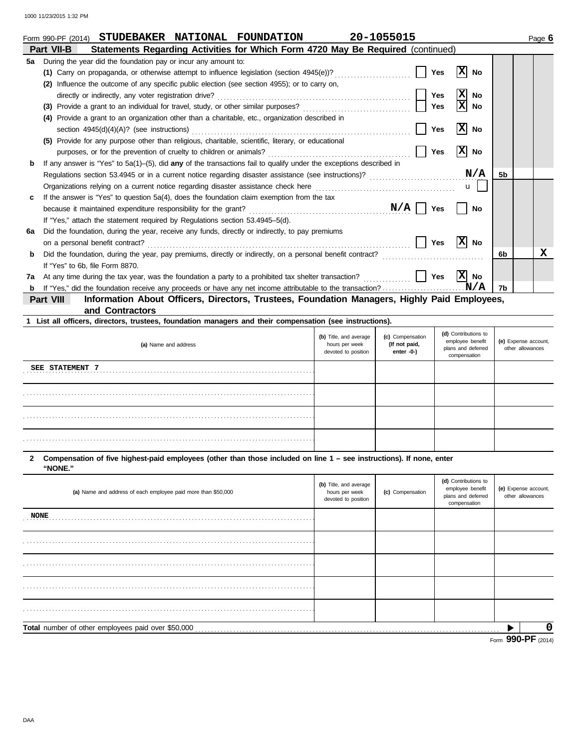Form 990-PF (2014) **STUDEBAKER NATIONAL FOUNDATION** **20-1055015** Page **6**

## Part VII-B Statements Regarding Activities for Which Form 4720 May Be Required (continued)

**5a** During the year did the foundation pay or incur any amount to:

**(1)** Carry on propaganda, or otherwise attempt to influence legislation (section 4945(e))? ☐ Yes ☒ No

**(2)** Influence the outcome of any specific public election (see section 4955); or to carry on, directly or indirectly, any voter registration drive? ☐ Yes ☒ No

**(3)** Provide a grant to an individual for travel, study, or other similar purposes? ☐ Yes ☒ No

**(4)** Provide a grant to an organization other than a charitable, etc., organization described in section 4945(d)(4)(A)? (see instructions) ☐ Yes ☒ No

**(5)** Provide for any purpose other than religious, charitable, scientific, literary, or educational purposes, or for the prevention of cruelty to children or animals? ☐ Yes ☒ No

**b** If any answer is "Yes" to 5a(1)–(5), did **any** of the transactions fail to qualify under the exceptions described in Regulations section 53.4945 or in a current notice regarding disaster assistance (see instructions)? **N/A** — **5b**

Organizations relying on a current notice regarding disaster assistance check here ☐

**c** If the answer is "Yes" to question 5a(4), does the foundation claim exemption from the tax because it maintained expenditure responsibility for the grant? **N/A** ☐ Yes ☐ No

If "Yes," attach the statement required by Regulations section 53.4945–5(d).

**6a** Did the foundation, during the year, receive any funds, directly or indirectly, to pay premiums on a personal benefit contract? ☐ Yes ☒ No

**b** Did the foundation, during the year, pay premiums, directly or indirectly, on a personal benefit contract? — **6b** No: **X**

If "Yes" to 6b, file Form 8870.

**7a** At any time during the tax year, was the foundation a party to a prohibited tax shelter transaction? ☐ Yes ☒ No

**b** If "Yes," did the foundation receive any proceeds or have any net income attributable to the transaction? **N/A** — **7b**

## Part VIII Information About Officers, Directors, Trustees, Foundation Managers, Highly Paid Employees, and Contractors

**1 List all officers, directors, trustees, foundation managers and their compensation (see instructions).**

| (a) Name and address | (b) Title, and average hours per week devoted to position | (c) Compensation (If not paid, enter -0-) | (d) Contributions to employee benefit plans and deferred compensation | (e) Expense account, other allowances |
|---|---|---|---|---|
| SEE STATEMENT 7 | | | | |
| | | | | |
| | | | | |
| | | | | |

**2 Compensation of five highest-paid employees (other than those included on line 1 – see instructions). If none, enter "NONE."**

| (a) Name and address of each employee paid more than $50,000 | (b) Title, and average hours per week devoted to position | (c) Compensation | (d) Contributions to employee benefit plans and deferred compensation | (e) Expense account, other allowances |
|---|---|---|---|---|
| NONE | | | | |
| | | | | |
| | | | | |
| | | | | |
| | | | | |

**Total** number of other employees paid over $50,000 ▶ **0**

Form **990-PF** (2014)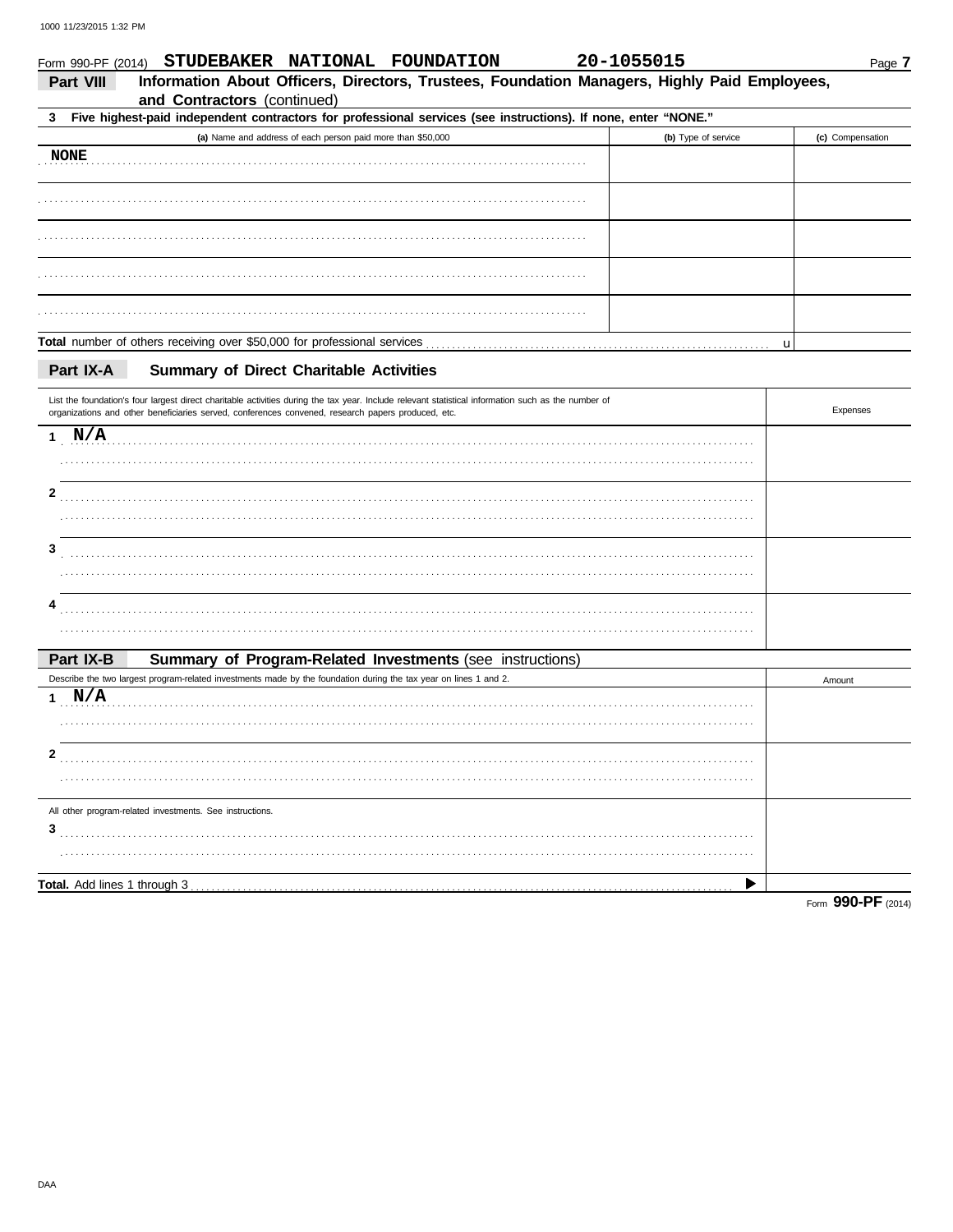Form 990-PF (2014) **STUDEBAKER NATIONAL FOUNDATION** **20-1055015** Page **7**

## Part VIII Information About Officers, Directors, Trustees, Foundation Managers, Highly Paid Employees, and Contractors (continued)

**3 Five highest-paid independent contractors for professional services (see instructions). If none, enter "NONE."**

| (a) Name and address of each person paid more than $50,000 | (b) Type of service | (c) Compensation |
|---|---|---|
| NONE | | |
| | | |
| | | |
| | | |
| | | |
| **Total** number of others receiving over $50,000 for professional services | u | |

## Part IX-A Summary of Direct Charitable Activities

| List the foundation's four largest direct charitable activities during the tax year. Include relevant statistical information such as the number of organizations and other beneficiaries served, conferences convened, research papers produced, etc. | Expenses |
|---|---|
| 1 N/A | |
| 2 | |
| 3 | |
| 4 | |

## Part IX-B Summary of Program-Related Investments (see instructions)

| Describe the two largest program-related investments made by the foundation during the tax year on lines 1 and 2. | Amount |
|---|---|
| 1 N/A | |
| 2 | |
| All other program-related investments. See instructions. | |
| 3 | |
| **Total.** Add lines 1 through 3 ▶ | |

Form **990-PF** (2014)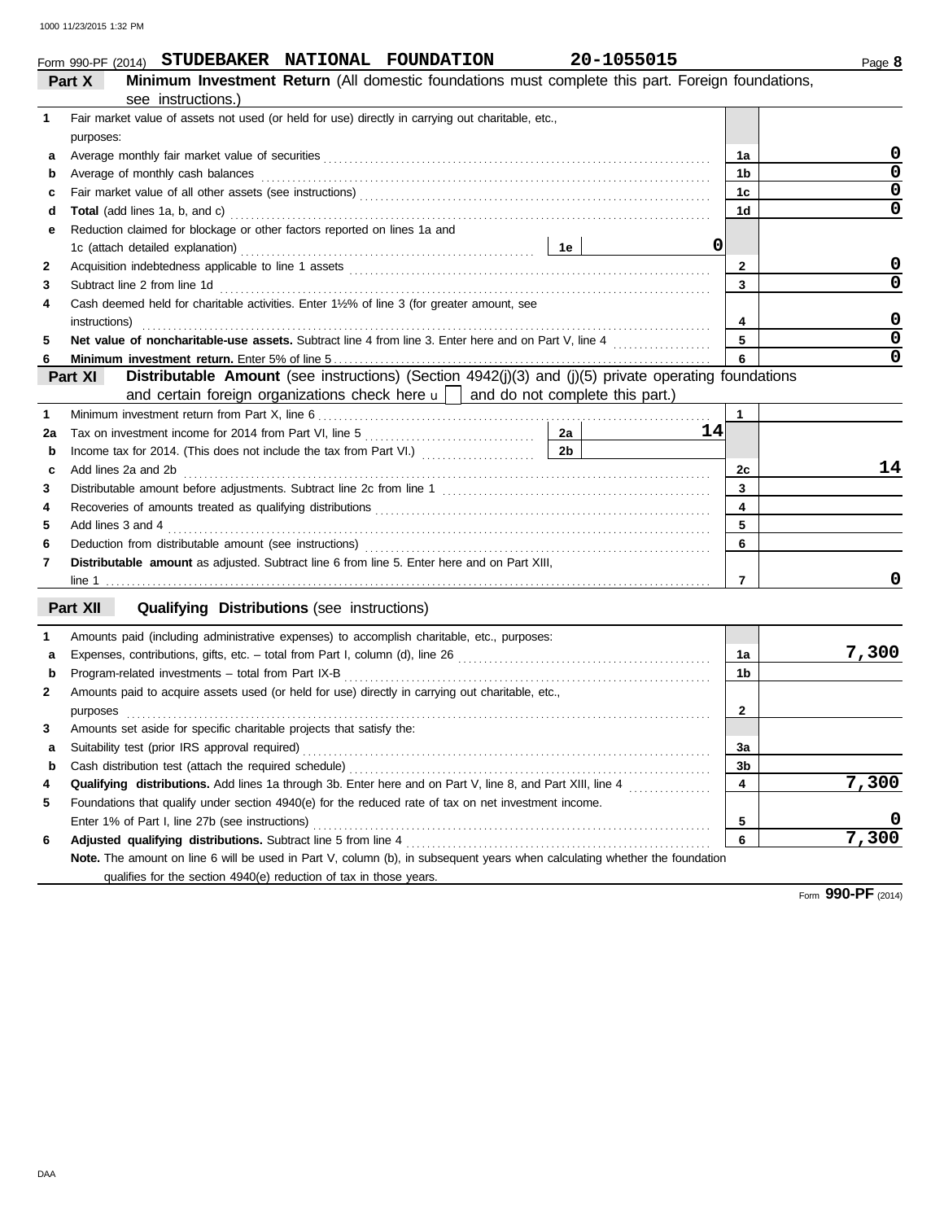Form 990-PF (2014) **STUDEBAKER NATIONAL FOUNDATION** **20-1055015**

## Part X — Minimum Investment Return (All domestic foundations must complete this part. Foreign foundations, see instructions.)

| | | | | | |
|---|---|---|---|---|---|
| **1** | Fair market value of assets not used (or held for use) directly in carrying out charitable, etc., purposes: | | | | |
| **a** | Average monthly fair market value of securities | | | 1a | 0 |
| **b** | Average of monthly cash balances | | | 1b | 0 |
| **c** | Fair market value of all other assets (see instructions) | | | 1c | 0 |
| **d** | **Total** (add lines 1a, b, and c) | | | 1d | 0 |
| **e** | Reduction claimed for blockage or other factors reported on lines 1a and 1c (attach detailed explanation) | 1e | 0 | | |
| **2** | Acquisition indebtedness applicable to line 1 assets | | | 2 | 0 |
| **3** | Subtract line 2 from line 1d | | | 3 | 0 |
| **4** | Cash deemed held for charitable activities. Enter 1½% of line 3 (for greater amount, see instructions) | | | 4 | 0 |
| **5** | **Net value of noncharitable-use assets.** Subtract line 4 from line 3. Enter here and on Part V, line 4 | | | 5 | 0 |
| **6** | **Minimum investment return.** Enter 5% of line 5 | | | 6 | 0 |

## Part XI — Distributable Amount (see instructions) (Section 4942(j)(3) and (j)(5) private operating foundations and certain foreign organizations check here ▶ [ ] and do not complete this part.)

| | | | | | |
|---|---|---|---|---|---|
| **1** | Minimum investment return from Part X, line 6 | | | 1 | |
| **2a** | Tax on investment income for 2014 from Part VI, line 5 | 2a | 14 | | |
| **b** | Income tax for 2014. (This does not include the tax from Part VI.) | 2b | | | |
| **c** | Add lines 2a and 2b | | | 2c | 14 |
| **3** | Distributable amount before adjustments. Subtract line 2c from line 1 | | | 3 | |
| **4** | Recoveries of amounts treated as qualifying distributions | | | 4 | |
| **5** | Add lines 3 and 4 | | | 5 | |
| **6** | Deduction from distributable amount (see instructions) | | | 6 | |
| **7** | **Distributable amount** as adjusted. Subtract line 6 from line 5. Enter here and on Part XIII, line 1 | | | 7 | 0 |

## Part XII — Qualifying Distributions (see instructions)

| | | | |
|---|---|---|---|
| **1** | Amounts paid (including administrative expenses) to accomplish charitable, etc., purposes: | | |
| **a** | Expenses, contributions, gifts, etc. – total from Part I, column (d), line 26 | 1a | 7,300 |
| **b** | Program-related investments – total from Part IX-B | 1b | |
| **2** | Amounts paid to acquire assets used (or held for use) directly in carrying out charitable, etc., purposes | 2 | |
| **3** | Amounts set aside for specific charitable projects that satisfy the: | | |
| **a** | Suitability test (prior IRS approval required) | 3a | |
| **b** | Cash distribution test (attach the required schedule) | 3b | |
| **4** | **Qualifying distributions.** Add lines 1a through 3b. Enter here and on Part V, line 8, and Part XIII, line 4 | 4 | 7,300 |
| **5** | Foundations that qualify under section 4940(e) for the reduced rate of tax on net investment income. Enter 1% of Part I, line 27b (see instructions) | 5 | 0 |
| **6** | **Adjusted qualifying distributions.** Subtract line 5 from line 4 | 6 | 7,300 |

**Note.** The amount on line 6 will be used in Part V, column (b), in subsequent years when calculating whether the foundation qualifies for the section 4940(e) reduction of tax in those years.

Form **990-PF** (2014)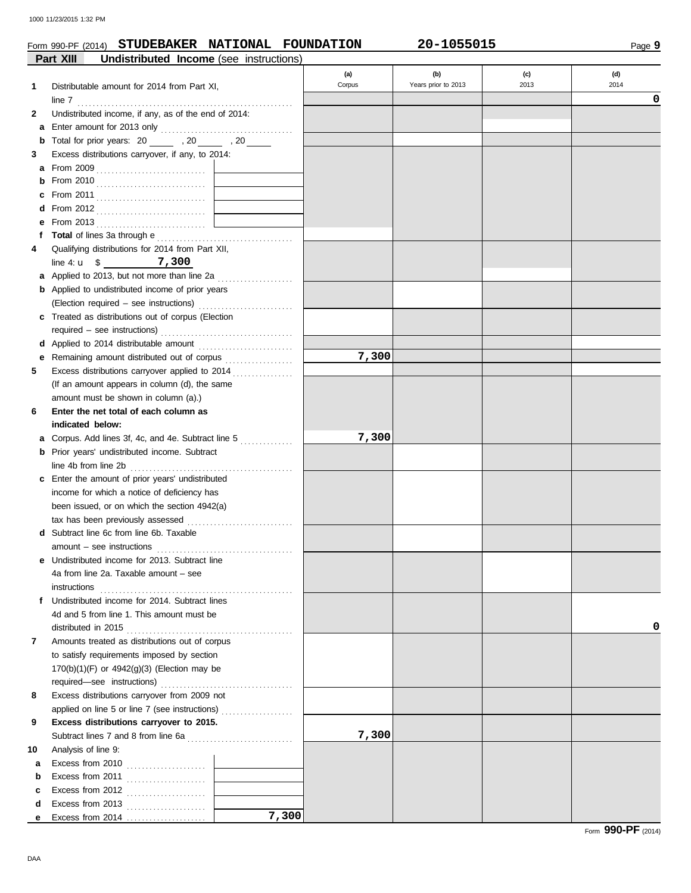Form 990-PF (2014) **STUDEBAKER NATIONAL FOUNDATION** **20-1055015**

**Part XIII Undistributed Income** (see instructions)

| | | (a) Corpus | (b) Years prior to 2013 | (c) 2013 | (d) 2014 |
|---|---|---|---|---|---|
| 1 | Distributable amount for 2014 from Part XI, line 7 | | | | 0 |
| 2 | Undistributed income, if any, as of the end of 2014: | | | | |
| a | Enter amount for 2013 only | | | | |
| b | Total for prior years: 20 ____ , 20 ____ , 20 ____ | | | | |
| 3 | Excess distributions carryover, if any, to 2014: | | | | |
| a | From 2009 | | | | |
| b | From 2010 | | | | |
| c | From 2011 | | | | |
| d | From 2012 | | | | |
| e | From 2013 | | | | |
| f | **Total** of lines 3a through e | | | | |
| 4 | Qualifying distributions for 2014 from Part XII, line 4: u $ 7,300 | | | | |
| a | Applied to 2013, but not more than line 2a | | | | |
| b | Applied to undistributed income of prior years (Election required – see instructions) | | | | |
| c | Treated as distributions out of corpus (Election required – see instructions) | | | | |
| d | Applied to 2014 distributable amount | | | | |
| e | Remaining amount distributed out of corpus | 7,300 | | | |
| 5 | Excess distributions carryover applied to 2014 (If an amount appears in column (d), the same amount must be shown in column (a).) | | | | |
| 6 | **Enter the net total of each column as indicated below:** | | | | |
| a | Corpus. Add lines 3f, 4c, and 4e. Subtract line 5 | 7,300 | | | |
| b | Prior years' undistributed income. Subtract line 4b from line 2b | | | | |
| c | Enter the amount of prior years' undistributed income for which a notice of deficiency has been issued, or on which the section 4942(a) tax has been previously assessed | | | | |
| d | Subtract line 6c from line 6b. Taxable amount – see instructions | | | | |
| e | Undistributed income for 2013. Subtract line 4a from line 2a. Taxable amount – see instructions | | | | |
| f | Undistributed income for 2014. Subtract lines 4d and 5 from line 1. This amount must be distributed in 2015 | | | | 0 |
| 7 | Amounts treated as distributions out of corpus to satisfy requirements imposed by section 170(b)(1)(F) or 4942(g)(3) (Election may be required—see instructions) | | | | |
| 8 | Excess distributions carryover from 2009 not applied on line 5 or line 7 (see instructions) | | | | |
| 9 | **Excess distributions carryover to 2015.** Subtract lines 7 and 8 from line 6a | 7,300 | | | |
| 10 | Analysis of line 9: | | | | |
| a | Excess from 2010 | | | | |
| b | Excess from 2011 | | | | |
| c | Excess from 2012 | | | | |
| d | Excess from 2013 | | | | |
| e | Excess from 2014 ... 7,300 | | | | |

Form **990-PF** (2014)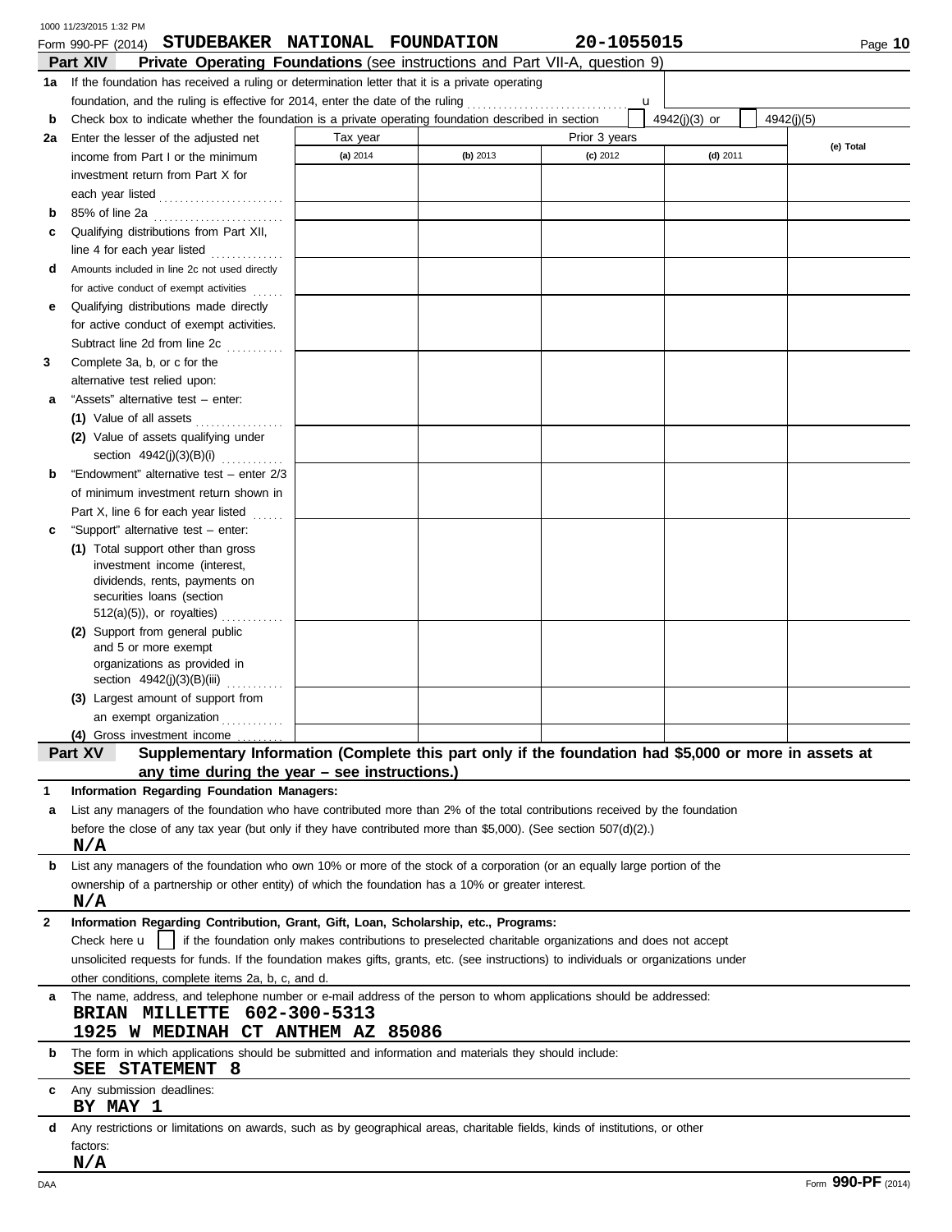Form 990-PF (2014) **STUDEBAKER NATIONAL FOUNDATION** **20-1055015**

## Part XIV Private Operating Foundations (see instructions and Part VII-A, question 9)

**1a** If the foundation has received a ruling or determination letter that it is a private operating foundation, and the ruling is effective for 2014, enter the date of the ruling . . . . . . . . . . . . . . . . . . . . . . . . . . . . . . u

**b** Check box to indicate whether the foundation is a private operating foundation described in section [ ] 4942(j)(3) or [ ] 4942(j)(5)

| | Tax year | Prior 3 years | | | |
|---|---|---|---|---|---|
| | **(a)** 2014 | **(b)** 2013 | **(c)** 2012 | **(d)** 2011 | **(e) Total** |
| **2a** Enter the lesser of the adjusted net income from Part I or the minimum investment return from Part X for each year listed | | | | | |
| **b** 85% of line 2a | | | | | |
| **c** Qualifying distributions from Part XII, line 4 for each year listed | | | | | |
| **d** Amounts included in line 2c not used directly for active conduct of exempt activities | | | | | |
| **e** Qualifying distributions made directly for active conduct of exempt activities. Subtract line 2d from line 2c | | | | | |
| **3** Complete 3a, b, or c for the alternative test relied upon: | | | | | |
| **a** "Assets" alternative test – enter: **(1)** Value of all assets | | | | | |
| **(2)** Value of assets qualifying under section 4942(j)(3)(B)(i) | | | | | |
| **b** "Endowment" alternative test – enter 2/3 of minimum investment return shown in Part X, line 6 for each year listed | | | | | |
| **c** "Support" alternative test – enter: **(1)** Total support other than gross investment income (interest, dividends, rents, payments on securities loans (section 512(a)(5)), or royalties) | | | | | |
| **(2)** Support from general public and 5 or more exempt organizations as provided in section 4942(j)(3)(B)(iii) | | | | | |
| **(3)** Largest amount of support from an exempt organization | | | | | |
| **(4)** Gross investment income | | | | | |

## Part XV Supplementary Information (Complete this part only if the foundation had $5,000 or more in assets at any time during the year – see instructions.)

**1 Information Regarding Foundation Managers:**

**a** List any managers of the foundation who have contributed more than 2% of the total contributions received by the foundation before the close of any tax year (but only if they have contributed more than $5,000). (See section 507(d)(2).)

**N/A**

**b** List any managers of the foundation who own 10% or more of the stock of a corporation (or an equally large portion of the ownership of a partnership or other entity) of which the foundation has a 10% or greater interest.

**N/A**

**2 Information Regarding Contribution, Grant, Gift, Loan, Scholarship, etc., Programs:**

Check here u [ ] if the foundation only makes contributions to preselected charitable organizations and does not accept unsolicited requests for funds. If the foundation makes gifts, grants, etc. (see instructions) to individuals or organizations under other conditions, complete items 2a, b, c, and d.

**a** The name, address, and telephone number or e-mail address of the person to whom applications should be addressed:

**BRIAN MILLETTE 602-300-5313**
**1925 W MEDINAH CT ANTHEM AZ 85086**

**b** The form in which applications should be submitted and information and materials they should include:

**SEE STATEMENT 8**

**c** Any submission deadlines:

**BY MAY 1**

**d** Any restrictions or limitations on awards, such as by geographical areas, charitable fields, kinds of institutions, or other factors:

**N/A**

Form **990-PF** (2014)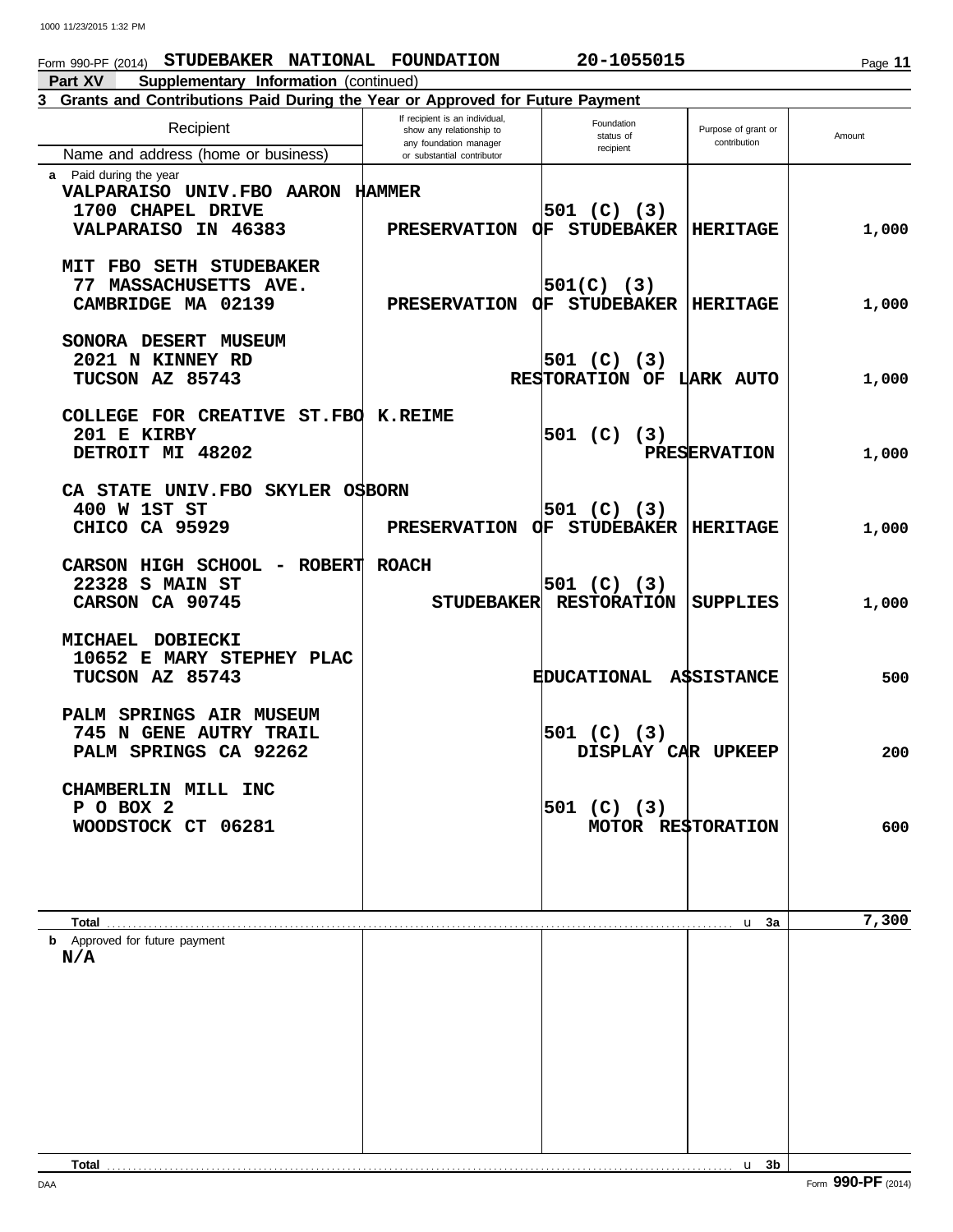Form 990-PF (2014) **STUDEBAKER NATIONAL FOUNDATION** **20-1055015**

**Part XV Supplementary Information** (continued)

**3 Grants and Contributions Paid During the Year or Approved for Future Payment**

| Recipient Name and address (home or business) | If recipient is an individual, show any relationship to any foundation manager or substantial contributor | Foundation status of recipient | Purpose of grant or contribution | Amount |
|---|---|---|---|---|
| **a** Paid during the year | | | | |
| VALPARAISO UNIV.FBO AARON HAMMER<br>1700 CHAPEL DRIVE<br>VALPARAISO IN 46383 | | 501 (C) (3) | PRESERVATION OF STUDEBAKER HERITAGE | 1,000 |
| MIT FBO SETH STUDEBAKER<br>77 MASSACHUSETTS AVE.<br>CAMBRIDGE MA 02139 | | 501(C) (3) | PRESERVATION OF STUDEBAKER HERITAGE | 1,000 |
| SONORA DESERT MUSEUM<br>2021 N KINNEY RD<br>TUCSON AZ 85743 | | 501 (C) (3) | RESTORATION OF LARK AUTO | 1,000 |
| COLLEGE FOR CREATIVE ST.FBO K.REIME<br>201 E KIRBY<br>DETROIT MI 48202 | | 501 (C) (3) | PRESERVATION | 1,000 |
| CA STATE UNIV.FBO SKYLER OSBORN<br>400 W 1ST ST<br>CHICO CA 95929 | | 501 (C) (3) | PRESERVATION OF STUDEBAKER HERITAGE | 1,000 |
| CARSON HIGH SCHOOL - ROBERT ROACH<br>22328 S MAIN ST<br>CARSON CA 90745 | | 501 (C) (3) | STUDEBAKER RESTORATION SUPPLIES | 1,000 |
| MICHAEL DOBIECKI<br>10652 E MARY STEPHEY PLAC<br>TUCSON AZ 85743 | | | EDUCATIONAL ASSISTANCE | 500 |
| PALM SPRINGS AIR MUSEUM<br>745 N GENE AUTRY TRAIL<br>PALM SPRINGS CA 92262 | | 501 (C) (3) | DISPLAY CAR UPKEEP | 200 |
| CHAMBERLIN MILL INC<br>P O BOX 2<br>WOODSTOCK CT 06281 | | 501 (C) (3) | MOTOR RESTORATION | 600 |
| **Total** | | | **3a** | 7,300 |
| **b** Approved for future payment<br>N/A | | | | |
| **Total** | | | **3b** | |

Form **990-PF** (2014)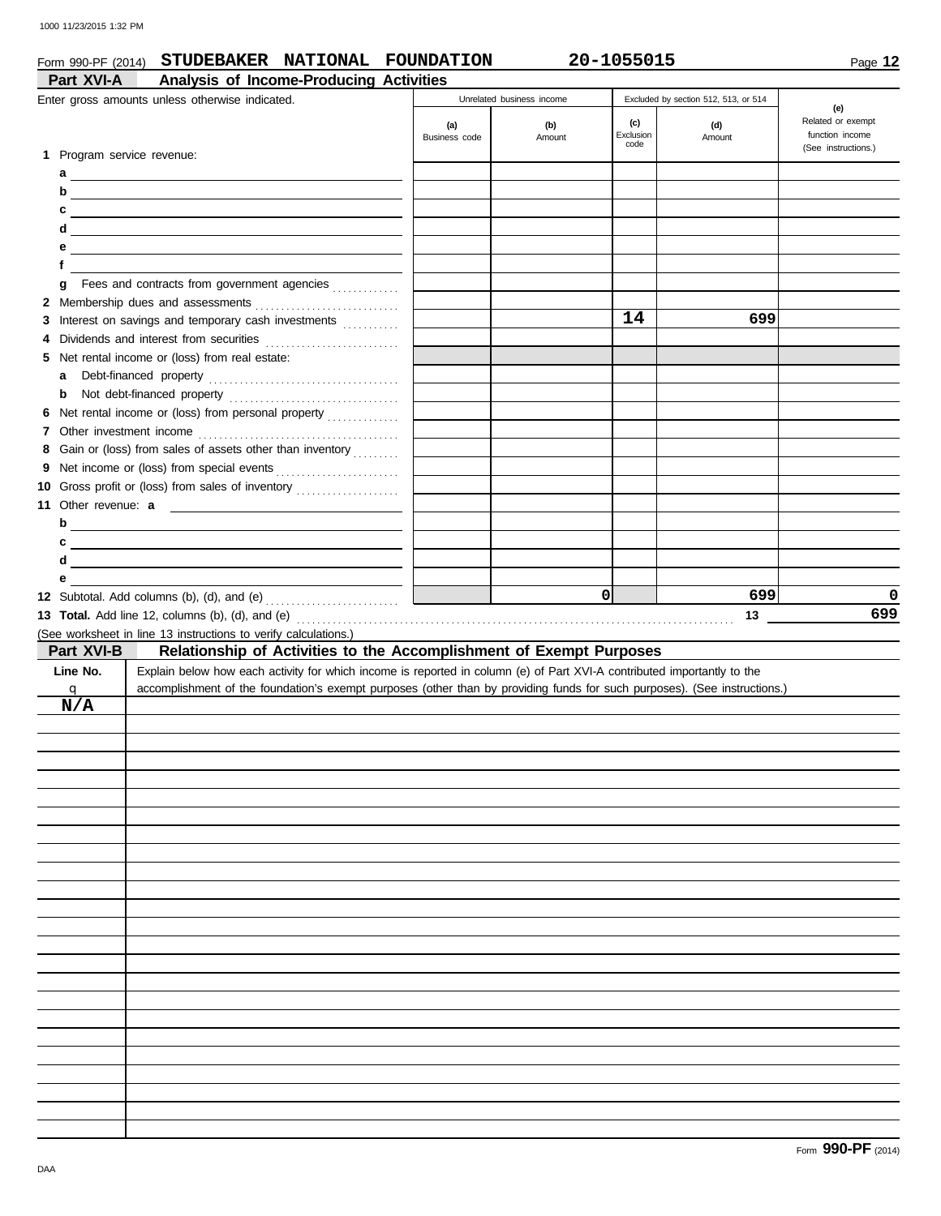Form 990-PF (2014) **STUDEBAKER NATIONAL FOUNDATION** **20-1055015** Page **12**

## Part XVI-A Analysis of Income-Producing Activities

Enter gross amounts unless otherwise indicated.

| | Unrelated business income | | Excluded by section 512, 513, or 514 | | (e) |
|---|---|---|---|---|---|
| | (a) Business code | (b) Amount | (c) Exclusion code | (d) Amount | Related or exempt function income (See instructions.) |
| **1** Program service revenue: | | | | | |
| a | | | | | |
| b | | | | | |
| c | | | | | |
| d | | | | | |
| e | | | | | |
| f | | | | | |
| g Fees and contracts from government agencies | | | | | |
| **2** Membership dues and assessments | | | | | |
| **3** Interest on savings and temporary cash investments | | | 14 | 699 | |
| **4** Dividends and interest from securities | | | | | |
| **5** Net rental income or (loss) from real estate: | | | | | |
| a Debt-financed property | | | | | |
| b Not debt-financed property | | | | | |
| **6** Net rental income or (loss) from personal property | | | | | |
| **7** Other investment income | | | | | |
| **8** Gain or (loss) from sales of assets other than inventory | | | | | |
| **9** Net income or (loss) from special events | | | | | |
| **10** Gross profit or (loss) from sales of inventory | | | | | |
| **11** Other revenue: a | | | | | |
| b | | | | | |
| c | | | | | |
| d | | | | | |
| e | | | | | |
| **12** Subtotal. Add columns (b), (d), and (e) | | 0 | | 699 | 0 |

**13 Total.** Add line 12, columns (b), (d), and (e) ..... 13 **699**

(See worksheet in line 13 instructions to verify calculations.)

## Part XVI-B Relationship of Activities to the Accomplishment of Exempt Purposes

| Line No. q | Explain below how each activity for which income is reported in column (e) of Part XVI-A contributed importantly to the accomplishment of the foundation's exempt purposes (other than by providing funds for such purposes). (See instructions.) |
|---|---|
| N/A | |

Form **990-PF** (2014)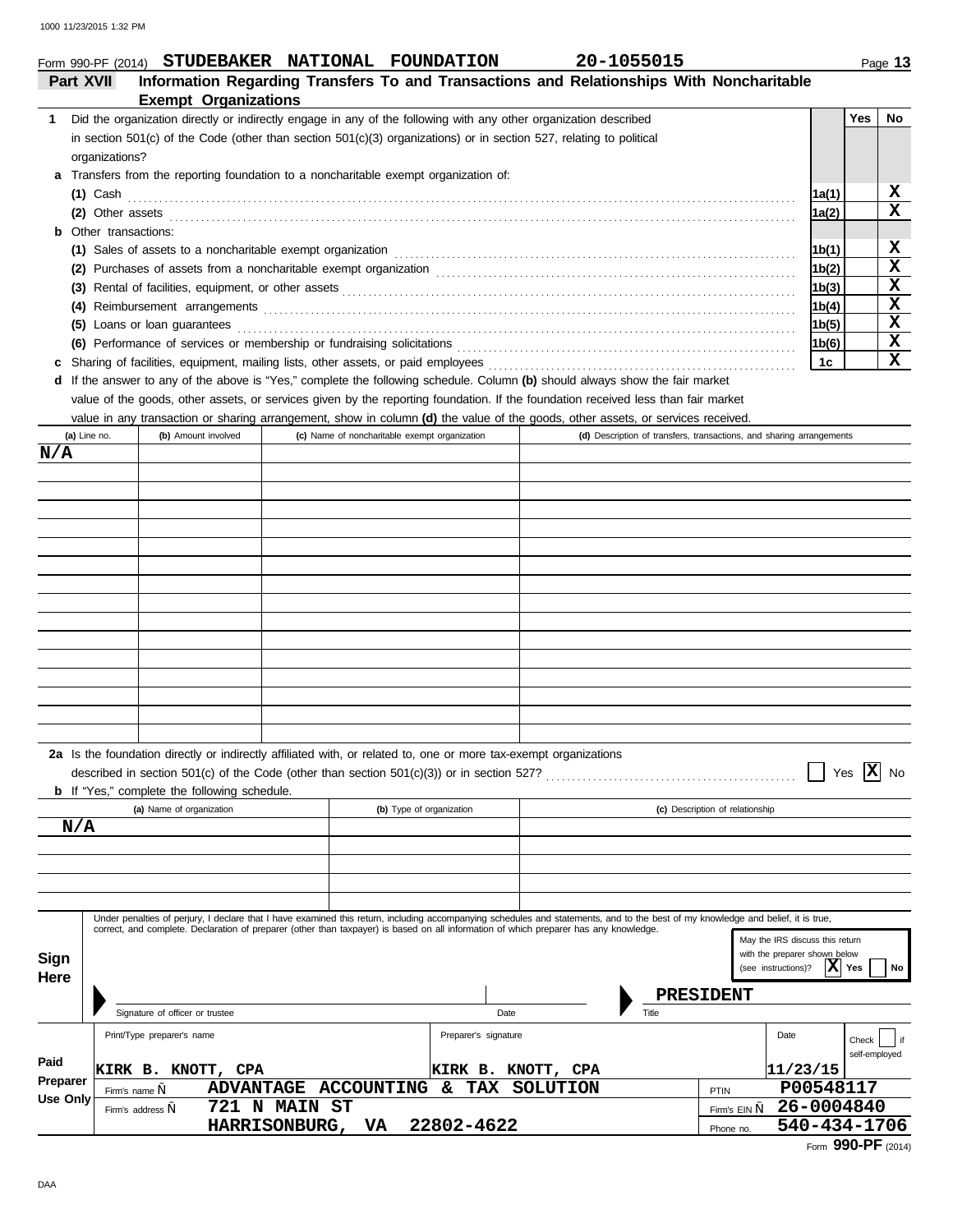Form 990-PF (2014) **STUDEBAKER NATIONAL FOUNDATION** **20-1055015**

## Part XVII Information Regarding Transfers To and Transactions and Relationships With Noncharitable Exempt Organizations

| | | | Yes | No |
|---|---|---|---|---|
| **1** | Did the organization directly or indirectly engage in any of the following with any other organization described in section 501(c) of the Code (other than section 501(c)(3) organizations) or in section 527, relating to political organizations? | | | |
| **a** | Transfers from the reporting foundation to a noncharitable exempt organization of: | | | |
| | **(1)** Cash | 1a(1) | | X |
| | **(2)** Other assets | 1a(2) | | X |
| **b** | Other transactions: | | | |
| | **(1)** Sales of assets to a noncharitable exempt organization | 1b(1) | | X |
| | **(2)** Purchases of assets from a noncharitable exempt organization | 1b(2) | | X |
| | **(3)** Rental of facilities, equipment, or other assets | 1b(3) | | X |
| | **(4)** Reimbursement arrangements | 1b(4) | | X |
| | **(5)** Loans or loan guarantees | 1b(5) | | X |
| | **(6)** Performance of services or membership or fundraising solicitations | 1b(6) | | X |
| **c** | Sharing of facilities, equipment, mailing lists, other assets, or paid employees | 1c | | X |

**d** If the answer to any of the above is "Yes," complete the following schedule. Column **(b)** should always show the fair market value of the goods, other assets, or services given by the reporting foundation. If the foundation received less than fair market value in any transaction or sharing arrangement, show in column **(d)** the value of the goods, other assets, or services received.

| (a) Line no. | (b) Amount involved | (c) Name of noncharitable exempt organization | (d) Description of transfers, transactions, and sharing arrangements |
|---|---|---|---|
| N/A | | | |

**2a** Is the foundation directly or indirectly affiliated with, or related to, one or more tax-exempt organizations described in section 501(c) of the Code (other than section 501(c)(3)) or in section 527? ☐ Yes ☒ No

**b** If "Yes," complete the following schedule.

| (a) Name of organization | (b) Type of organization | (c) Description of relationship |
|---|---|---|
| N/A | | |

**Sign Here**

Under penalties of perjury, I declare that I have examined this return, including accompanying schedules and statements, and to the best of my knowledge and belief, it is true, correct, and complete. Declaration of preparer (other than taxpayer) is based on all information of which preparer has any knowledge.

May the IRS discuss this return with the preparer shown below (see instructions)? ☒ Yes ☐ No

Signature of officer or trustee | Date | Title: **PRESIDENT**

**Paid Preparer Use Only**

| Print/Type preparer's name | Preparer's signature | Date | Check ☐ if self-employed | PTIN |
|---|---|---|---|---|
| KIRK B. KNOTT, CPA | KIRK B. KNOTT, CPA | 11/23/15 | | P00548117 |

Firm's name: **ADVANTAGE ACCOUNTING & TAX SOLUTION** — Firm's EIN: **26-0004840**

Firm's address: **721 N MAIN ST, HARRISONBURG, VA 22802-4622** — Phone no. **540-434-1706**

Form **990-PF** (2014)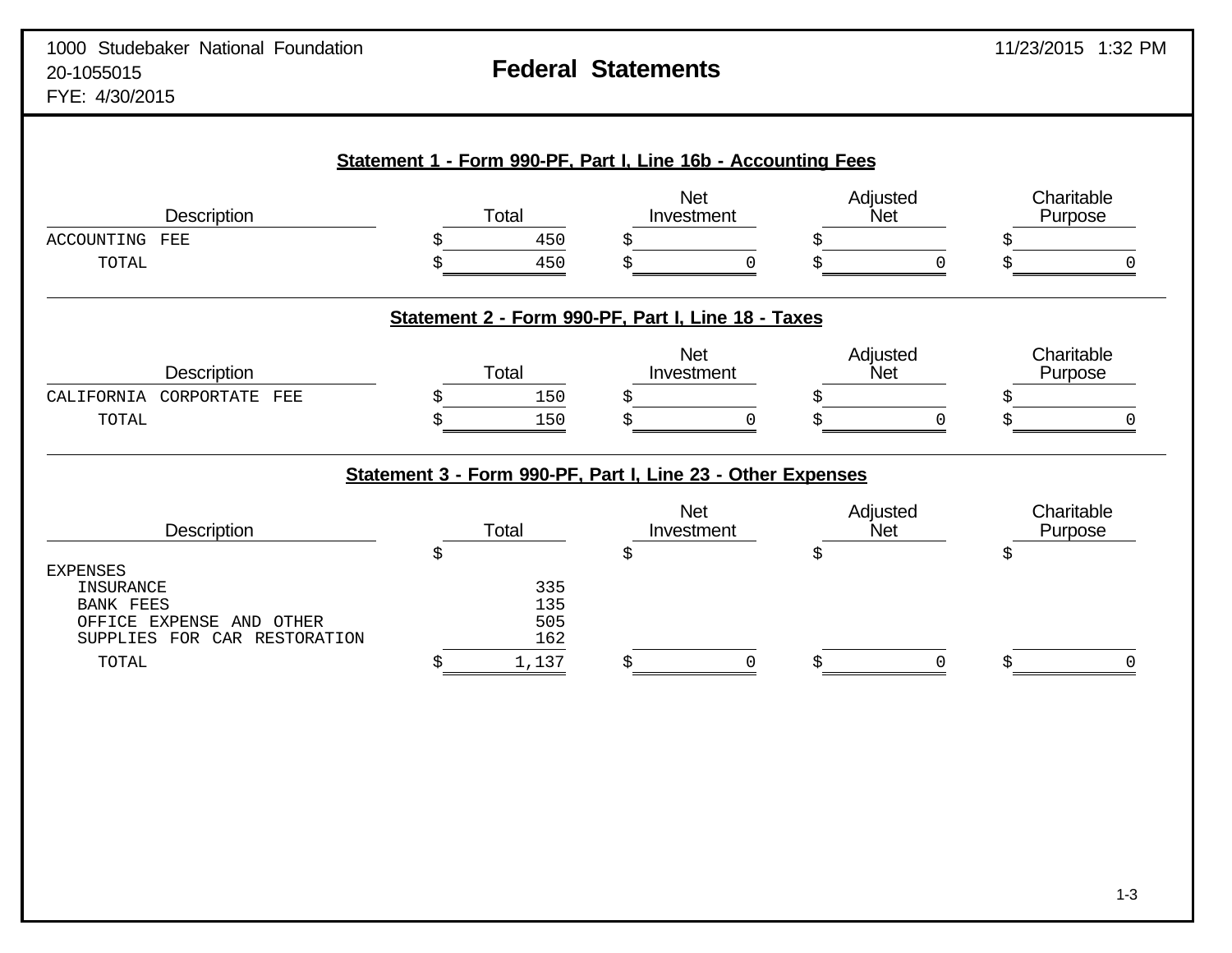1000 Studebaker National Foundation
20-1055015
FYE: 4/30/2015

# Federal Statements

11/23/2015 1:32 PM

## Statement 1 - Form 990-PF, Part I, Line 16b - Accounting Fees

| Description | Total | Net Investment | Adjusted Net | Charitable Purpose |
|---|---|---|---|---|
| ACCOUNTING FEE | $ 450 | $ | $ | $ |
| TOTAL | $ 450 | $ 0 | $ 0 | $ 0 |

## Statement 2 - Form 990-PF, Part I, Line 18 - Taxes

| Description | Total | Net Investment | Adjusted Net | Charitable Purpose |
|---|---|---|---|---|
| CALIFORNIA CORPORTATE FEE | $ 150 | $ | $ | $ |
| TOTAL | $ 150 | $ 0 | $ 0 | $ 0 |

## Statement 3 - Form 990-PF, Part I, Line 23 - Other Expenses

| Description | Total | Net Investment | Adjusted Net | Charitable Purpose |
|---|---|---|---|---|
| | $ | $ | $ | $ |
| EXPENSES | | | | |
| INSURANCE | 335 | | | |
| BANK FEES | 135 | | | |
| OFFICE EXPENSE AND OTHER | 505 | | | |
| SUPPLIES FOR CAR RESTORATION | 162 | | | |
| TOTAL | $ 1,137 | $ 0 | $ 0 | $ 0 |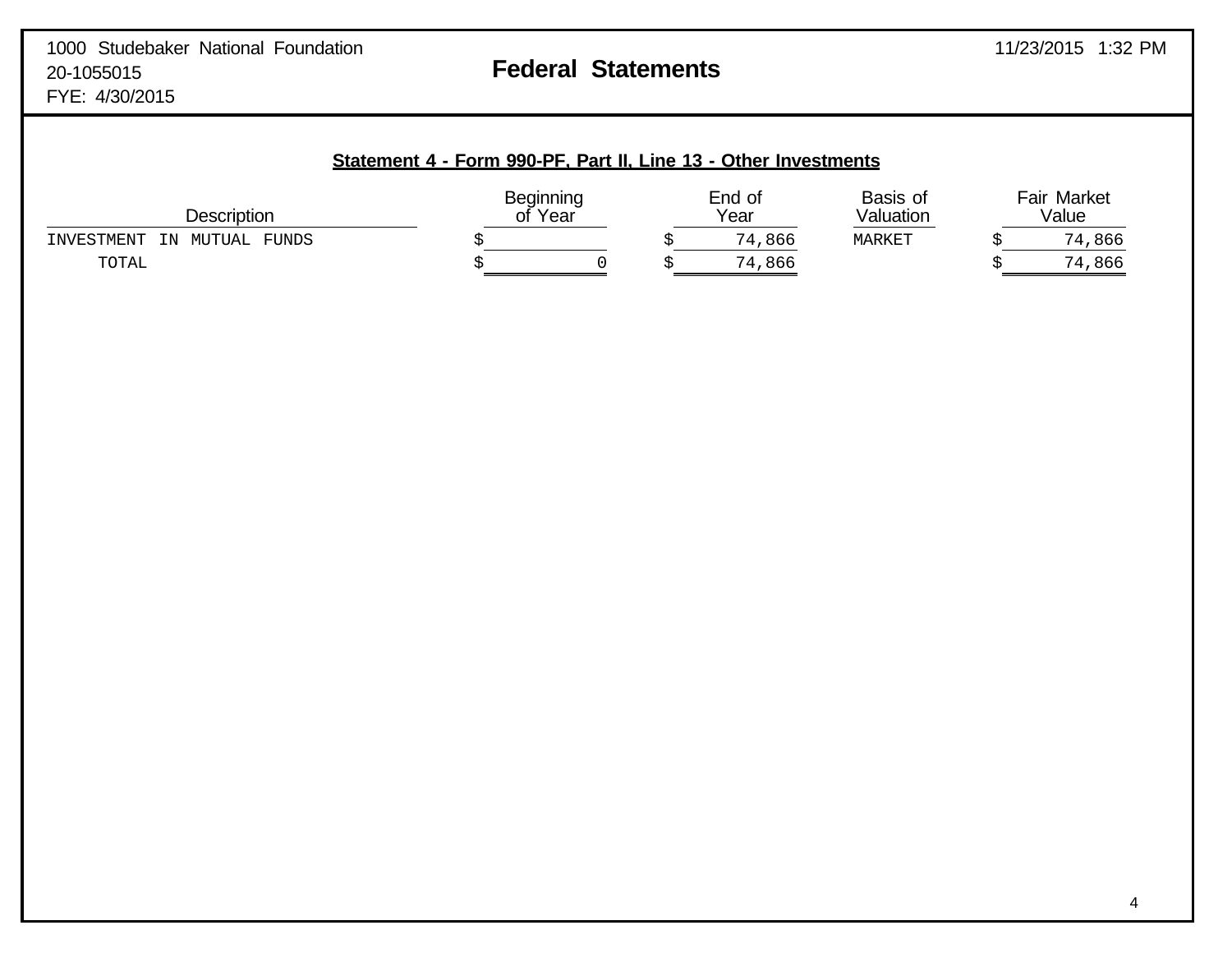1000 Studebaker National Foundation
20-1055015
FYE: 4/30/2015

# Federal Statements

11/23/2015 1:32 PM

## Statement 4 - Form 990-PF, Part II, Line 13 - Other Investments

| Description | Beginning of Year | End of Year | Basis of Valuation | Fair Market Value |
|---|---|---|---|---|
| INVESTMENT IN MUTUAL FUNDS | $ | $ 74,866 | MARKET | $ 74,866 |
| TOTAL | $ 0 | $ 74,866 | | $ 74,866 |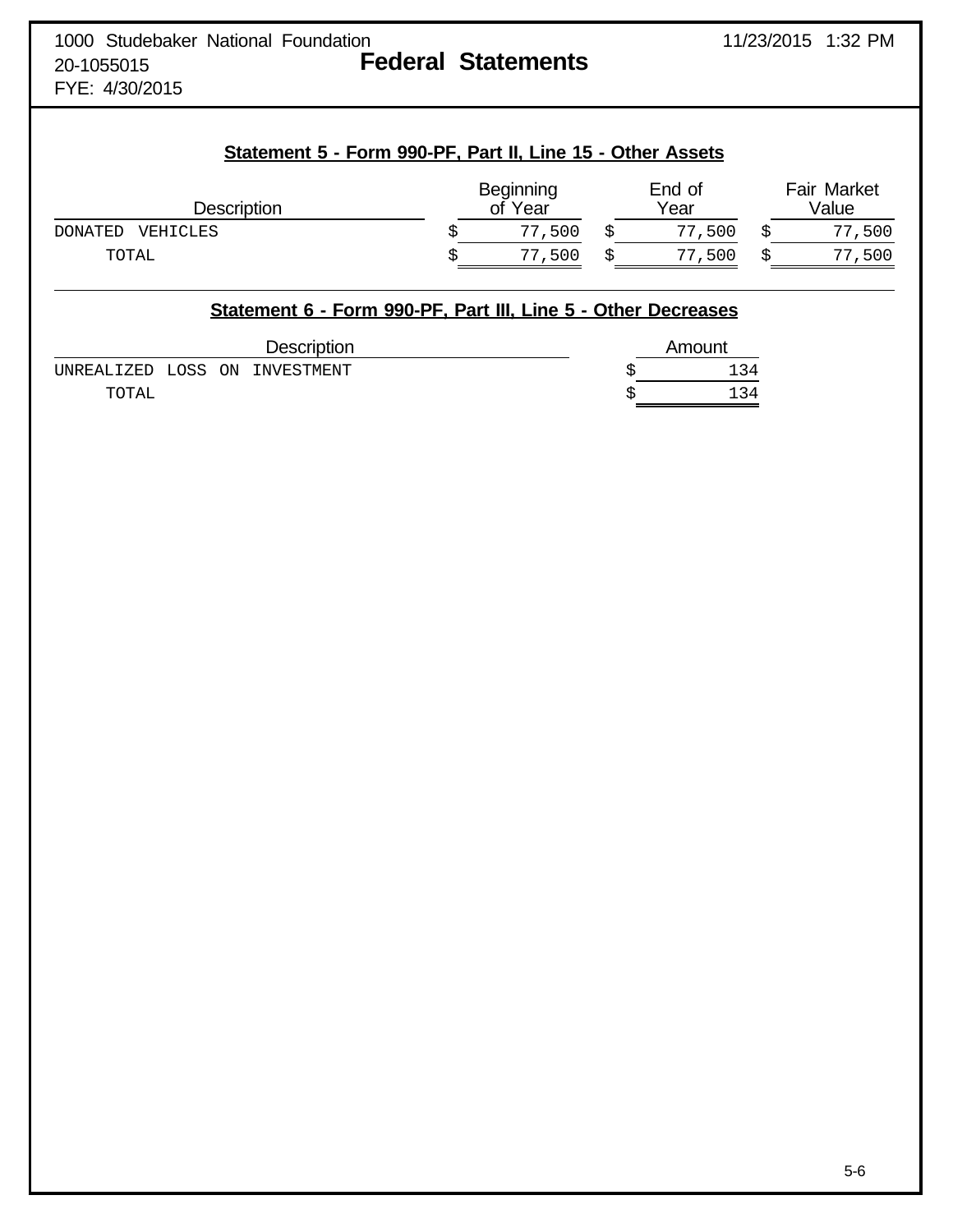1000 Studebaker National Foundation
20-1055015
FYE: 4/30/2015

# Federal Statements

## Statement 5 - Form 990-PF, Part II, Line 15 - Other Assets

| Description | Beginning of Year | End of Year | Fair Market Value |
|---|---|---|---|
| DONATED VEHICLES | $ 77,500 | $ 77,500 | $ 77,500 |
| TOTAL | $ 77,500 | $ 77,500 | $ 77,500 |

## Statement 6 - Form 990-PF, Part III, Line 5 - Other Decreases

| Description | Amount |
|---|---|
| UNREALIZED LOSS ON INVESTMENT | $ 134 |
| TOTAL | $ 134 |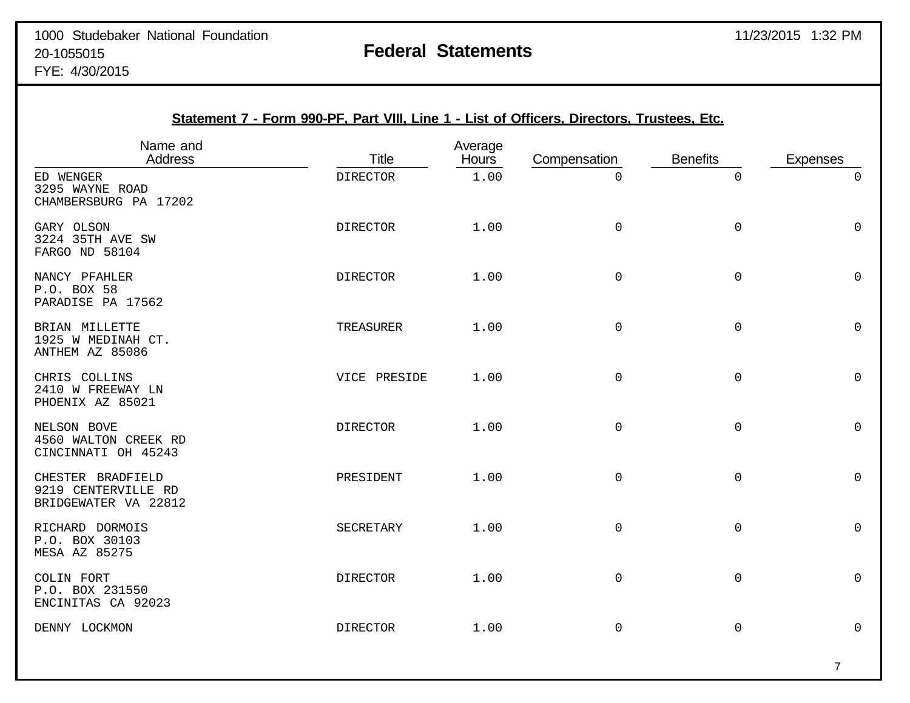1000 Studebaker National Foundation
20-1055015
FYE: 4/30/2015

11/23/2015 1:32 PM

# Federal Statements

## Statement 7 - Form 990-PF, Part VIII, Line 1 - List of Officers, Directors, Trustees, Etc.

| Name and Address | Title | Average Hours | Compensation | Benefits | Expenses |
|---|---|---|---|---|---|
| ED WENGER<br>3295 WAYNE ROAD<br>CHAMBERSBURG PA 17202 | DIRECTOR | 1.00 | 0 | 0 | 0 |
| GARY OLSON<br>3224 35TH AVE SW<br>FARGO ND 58104 | DIRECTOR | 1.00 | 0 | 0 | 0 |
| NANCY PFAHLER<br>P.O. BOX 58<br>PARADISE PA 17562 | DIRECTOR | 1.00 | 0 | 0 | 0 |
| BRIAN MILLETTE<br>1925 W MEDINAH CT.<br>ANTHEM AZ 85086 | TREASURER | 1.00 | 0 | 0 | 0 |
| CHRIS COLLINS<br>2410 W FREEWAY LN<br>PHOENIX AZ 85021 | VICE PRESIDE | 1.00 | 0 | 0 | 0 |
| NELSON BOVE<br>4560 WALTON CREEK RD<br>CINCINNATI OH 45243 | DIRECTOR | 1.00 | 0 | 0 | 0 |
| CHESTER BRADFIELD<br>9219 CENTERVILLE RD<br>BRIDGEWATER VA 22812 | PRESIDENT | 1.00 | 0 | 0 | 0 |
| RICHARD DORMOIS<br>P.O. BOX 30103<br>MESA AZ 85275 | SECRETARY | 1.00 | 0 | 0 | 0 |
| COLIN FORT<br>P.O. BOX 231550<br>ENCINITAS CA 92023 | DIRECTOR | 1.00 | 0 | 0 | 0 |
| DENNY LOCKMON | DIRECTOR | 1.00 | 0 | 0 | 0 |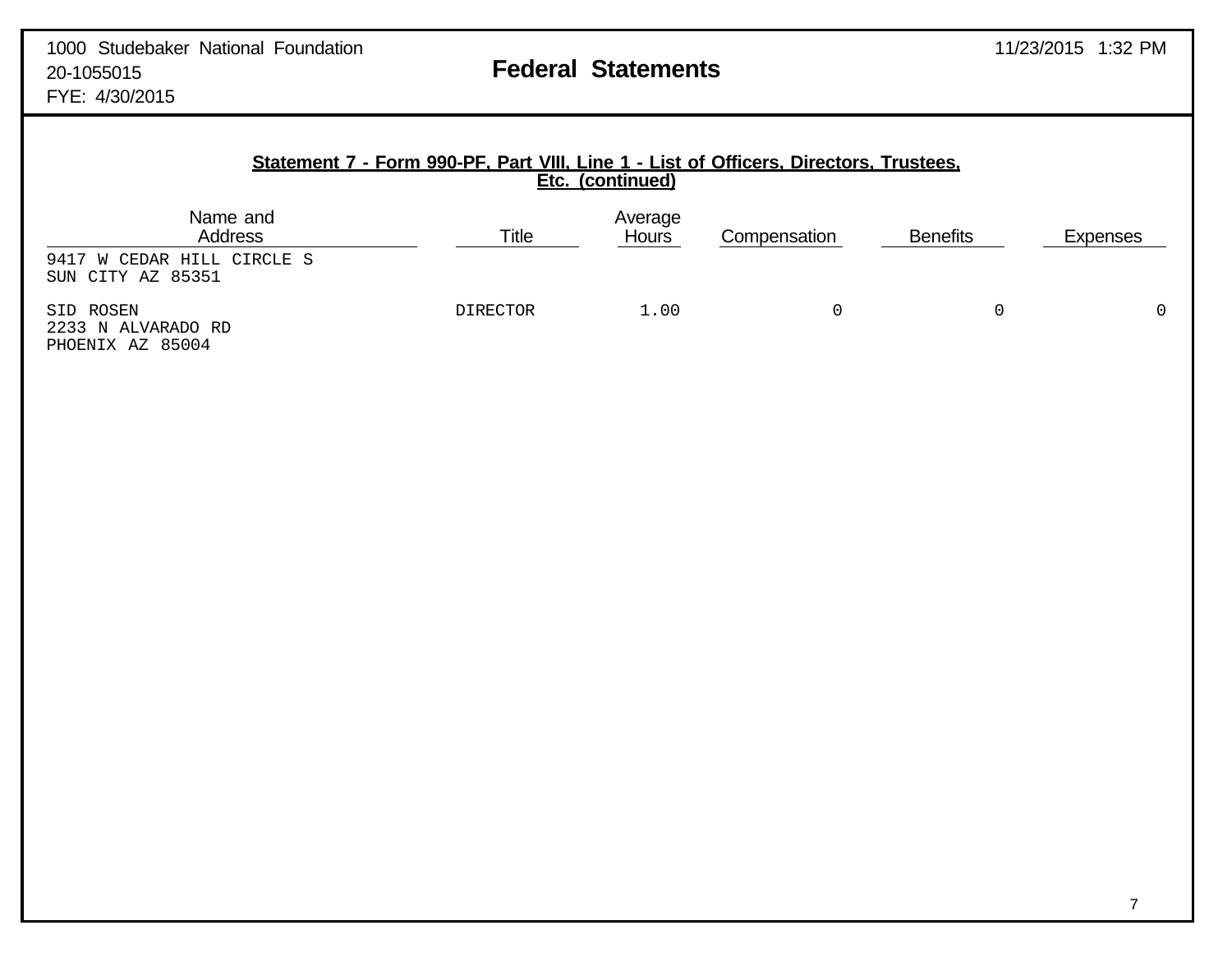1000 Studebaker National Foundation
20-1055015
FYE: 4/30/2015

# Federal Statements

11/23/2015 1:32 PM

## Statement 7 - Form 990-PF, Part VIII, Line 1 - List of Officers, Directors, Trustees, Etc. (continued)

| Name and Address | Title | Average Hours | Compensation | Benefits | Expenses |
|---|---|---|---|---|---|
| 9417 W CEDAR HILL CIRCLE S<br>SUN CITY AZ 85351 | | | | | |
| SID ROSEN<br>2233 N ALVARADO RD<br>PHOENIX AZ 85004 | DIRECTOR | 1.00 | 0 | 0 | 0 |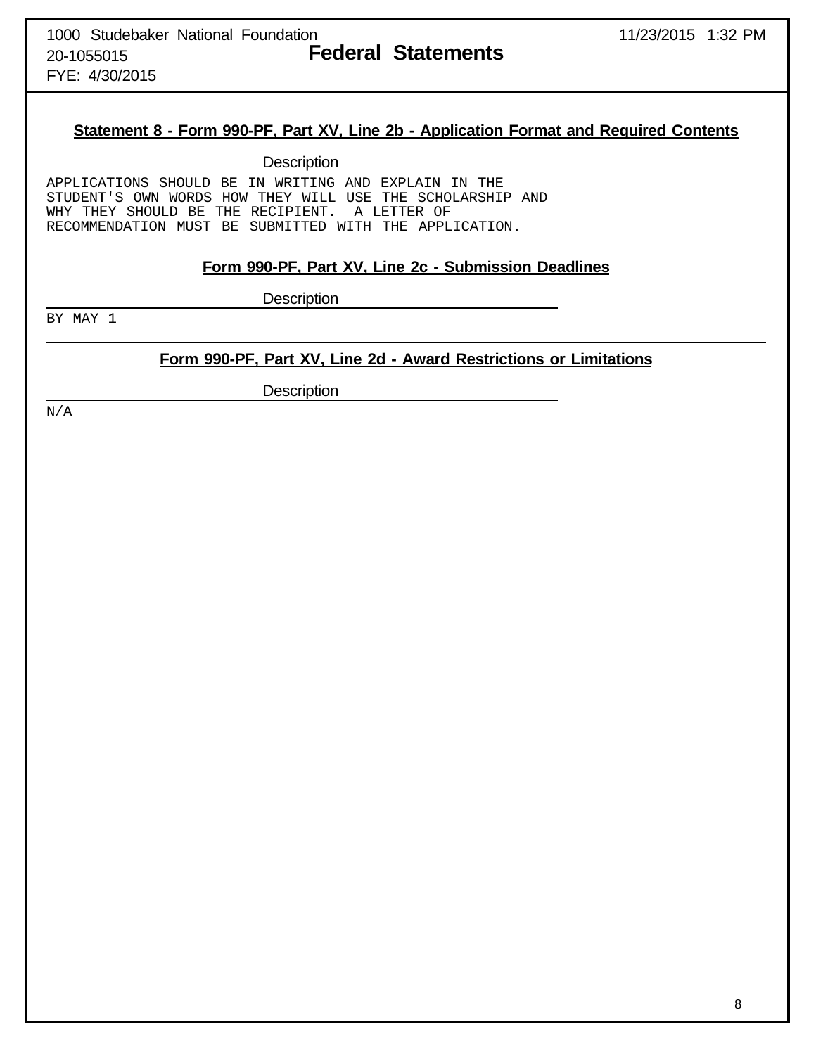1000 Studebaker National Foundation
20-1055015
FYE: 4/30/2015

# Federal Statements

11/23/2015 1:32 PM

## Statement 8 - Form 990-PF, Part XV, Line 2b - Application Format and Required Contents

| Description |
|---|
| APPLICATIONS SHOULD BE IN WRITING AND EXPLAIN IN THE STUDENT'S OWN WORDS HOW THEY WILL USE THE SCHOLARSHIP AND WHY THEY SHOULD BE THE RECIPIENT. A LETTER OF RECOMMENDATION MUST BE SUBMITTED WITH THE APPLICATION. |

## Form 990-PF, Part XV, Line 2c - Submission Deadlines

| Description |
|---|
| BY MAY 1 |

## Form 990-PF, Part XV, Line 2d - Award Restrictions or Limitations

| Description |
|---|
| N/A |